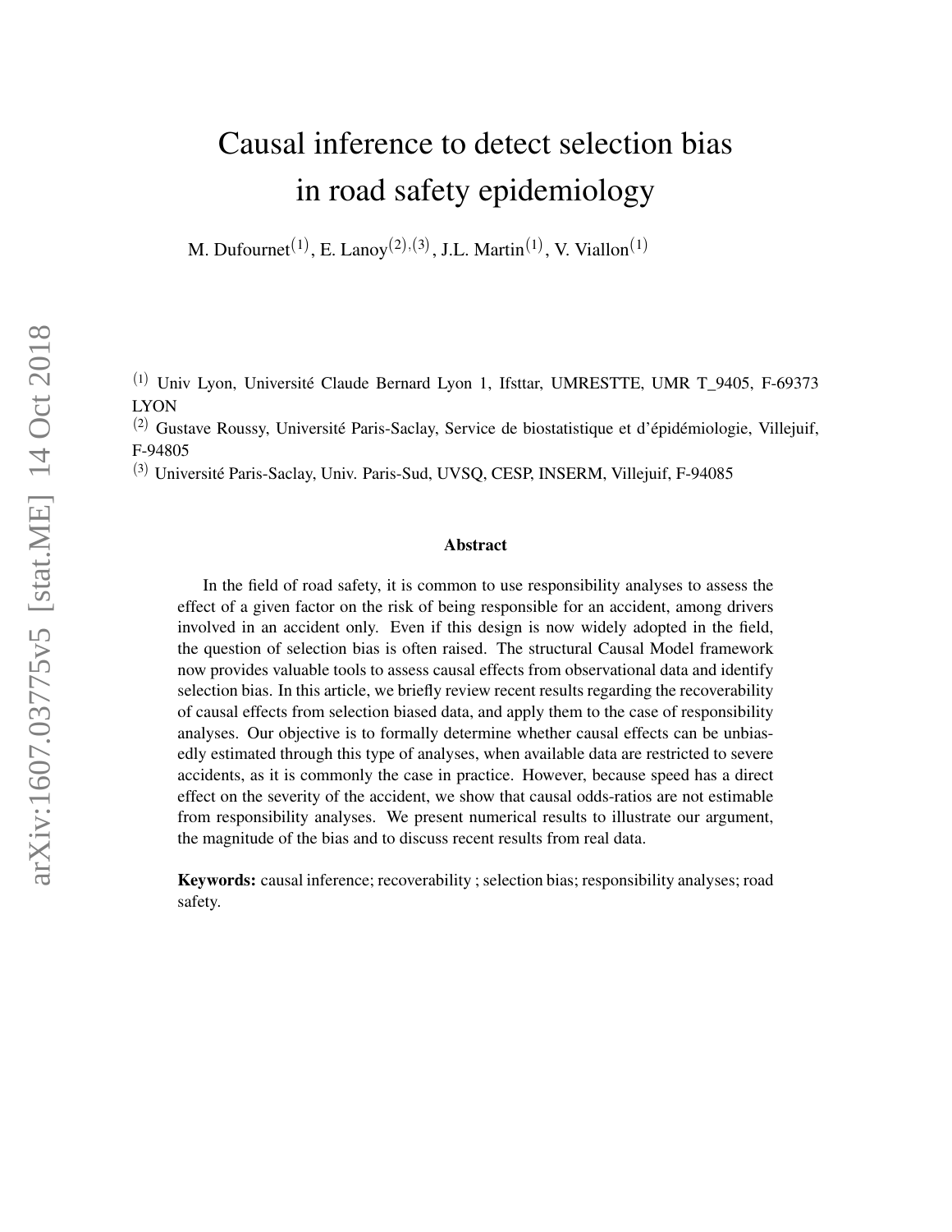# Causal inference to detect selection bias in road safety epidemiology

M. Dufournet[(1)], E. Lanoy[(2),(3)], J.L. Martin[(1)], V. Viallon[(1)]

[(1)] Univ Lyon, Université Claude Bernard Lyon 1, Ifsttar, UMRESTTE, UMR T_9405, F-69373 LYON

[(2)] Gustave Roussy, Université Paris-Saclay, Service de biostatistique et d'épidémiologie, Villejuif, F-94805

[(3)] Université Paris-Saclay, Univ. Paris-Sud, UVSQ, CESP, INSERM, Villejuif, F-94085

### Abstract

In the field of road safety, it is common to use responsibility analyses to assess the effect of a given factor on the risk of being responsible for an accident, among drivers involved in an accident only. Even if this design is now widely adopted in the field, the question of selection bias is often raised. The structural Causal Model framework now provides valuable tools to assess causal effects from observational data and identify selection bias. In this article, we briefly review recent results regarding the recoverability of causal effects from selection biased data, and apply them to the case of responsibility analyses. Our objective is to formally determine whether causal effects can be unbiasedly estimated through this type of analyses, when available data are restricted to severe accidents, as it is commonly the case in practice. However, because speed has a direct effect on the severity of the accident, we show that causal odds-ratios are not estimable from responsibility analyses. We present numerical results to illustrate our argument, the magnitude of the bias and to discuss recent results from real data.

**Keywords:** causal inference; recoverability ; selection bias; responsibility analyses; road safety.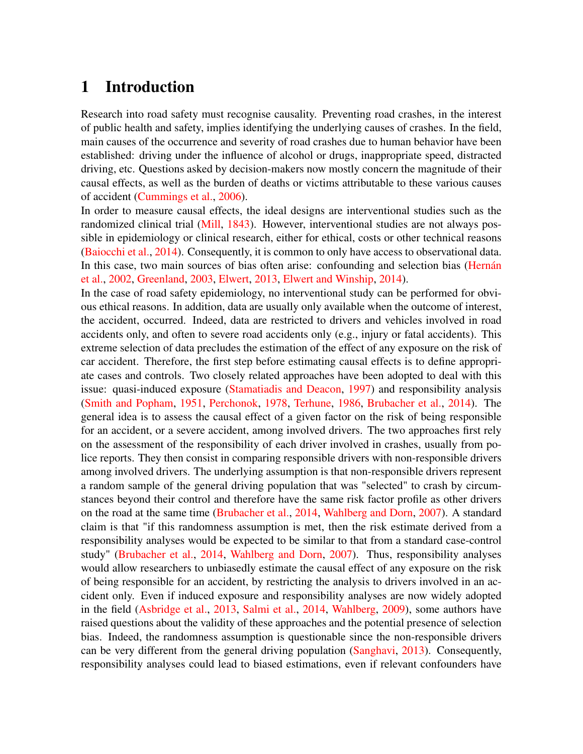# 1 Introduction

Research into road safety must recognise causality. Preventing road crashes, in the interest of public health and safety, implies identifying the underlying causes of crashes. In the field, main causes of the occurrence and severity of road crashes due to human behavior have been established: driving under the influence of alcohol or drugs, inappropriate speed, distracted driving, etc. Questions asked by decision-makers now mostly concern the magnitude of their causal effects, as well as the burden of deaths or victims attributable to these various causes of accident (Cummings et al., 2006).

In order to measure causal effects, the ideal designs are interventional studies such as the randomized clinical trial (Mill, 1843). However, interventional studies are not always possible in epidemiology or clinical research, either for ethical, costs or other technical reasons (Baiocchi et al., 2014). Consequently, it is common to only have access to observational data. In this case, two main sources of bias often arise: confounding and selection bias (Hernán et al., 2002, Greenland, 2003, Elwert, 2013, Elwert and Winship, 2014).

In the case of road safety epidemiology, no interventional study can be performed for obvious ethical reasons. In addition, data are usually only available when the outcome of interest, the accident, occurred. Indeed, data are restricted to drivers and vehicles involved in road accidents only, and often to severe road accidents only (e.g., injury or fatal accidents). This extreme selection of data precludes the estimation of the effect of any exposure on the risk of car accident. Therefore, the first step before estimating causal effects is to define appropriate cases and controls. Two closely related approaches have been adopted to deal with this issue: quasi-induced exposure (Stamatiadis and Deacon, 1997) and responsibility analysis (Smith and Popham, 1951, Perchonok, 1978, Terhune, 1986, Brubacher et al., 2014). The general idea is to assess the causal effect of a given factor on the risk of being responsible for an accident, or a severe accident, among involved drivers. The two approaches first rely on the assessment of the responsibility of each driver involved in crashes, usually from police reports. They then consist in comparing responsible drivers with non-responsible drivers among involved drivers. The underlying assumption is that non-responsible drivers represent a random sample of the general driving population that was "selected" to crash by circumstances beyond their control and therefore have the same risk factor profile as other drivers on the road at the same time (Brubacher et al., 2014, Wahlberg and Dorn, 2007). A standard claim is that "if this randomness assumption is met, then the risk estimate derived from a responsibility analyses would be expected to be similar to that from a standard case-control study" (Brubacher et al., 2014, Wahlberg and Dorn, 2007). Thus, responsibility analyses would allow researchers to unbiasedly estimate the causal effect of any exposure on the risk of being responsible for an accident, by restricting the analysis to drivers involved in an accident only. Even if induced exposure and responsibility analyses are now widely adopted in the field (Asbridge et al., 2013, Salmi et al., 2014, Wahlberg, 2009), some authors have raised questions about the validity of these approaches and the potential presence of selection bias. Indeed, the randomness assumption is questionable since the non-responsible drivers can be very different from the general driving population (Sanghavi, 2013). Consequently, responsibility analyses could lead to biased estimations, even if relevant confounders have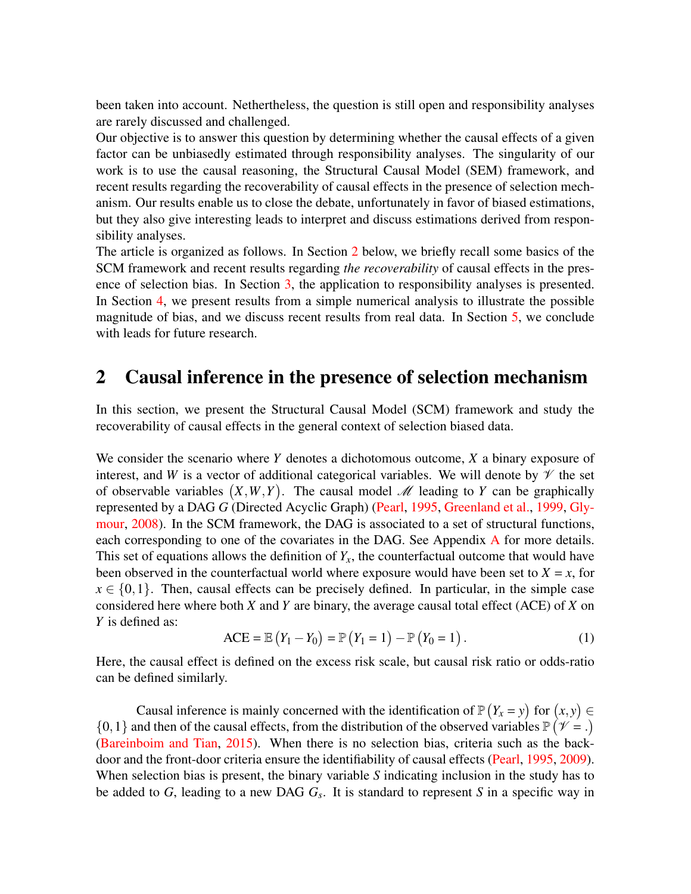been taken into account. Nethertheless, the question is still open and responsibility analyses are rarely discussed and challenged.

Our objective is to answer this question by determining whether the causal effects of a given factor can be unbiasedly estimated through responsibility analyses. The singularity of our work is to use the causal reasoning, the Structural Causal Model (SEM) framework, and recent results regarding the recoverability of causal effects in the presence of selection mechanism. Our results enable us to close the debate, unfortunately in favor of biased estimations, but they also give interesting leads to interpret and discuss estimations derived from responsibility analyses.

The article is organized as follows. In Section 2 below, we briefly recall some basics of the SCM framework and recent results regarding *the recoverability* of causal effects in the presence of selection bias. In Section 3, the application to responsibility analyses is presented. In Section 4, we present results from a simple numerical analysis to illustrate the possible magnitude of bias, and we discuss recent results from real data. In Section 5, we conclude with leads for future research.

## 2 Causal inference in the presence of selection mechanism

In this section, we present the Structural Causal Model (SCM) framework and study the recoverability of causal effects in the general context of selection biased data.

We consider the scenario where $Y$ denotes a dichotomous outcome, $X$ a binary exposure of interest, and $W$ is a vector of additional categorical variables. We will denote by $\mathscr{V}$ the set of observable variables $(X, W, Y)$. The causal model $\mathscr{M}$ leading to $Y$ can be graphically represented by a DAG $G$ (Directed Acyclic Graph) (Pearl, 1995, Greenland et al., 1999, Glymour, 2008). In the SCM framework, the DAG is associated to a set of structural functions, each corresponding to one of the covariates in the DAG. See Appendix A for more details. This set of equations allows the definition of $Y_x$, the counterfactual outcome that would have been observed in the counterfactual world where exposure would have been set to $X = x$, for $x \in \{0, 1\}$. Then, causal effects can be precisely defined. In particular, in the simple case considered here where both $X$ and $Y$ are binary, the average causal total effect (ACE) of $X$ on $Y$ is defined as:

$$\text{ACE} = \mathbb{E}\left(Y_1 - Y_0\right) = \mathbb{P}\left(Y_1 = 1\right) - \mathbb{P}\left(Y_0 = 1\right). \quad (1)$$

Here, the causal effect is defined on the excess risk scale, but causal risk ratio or odds-ratio can be defined similarly.

Causal inference is mainly concerned with the identification of $\mathbb{P}\left(Y_x = y\right)$ for $(x, y) \in \{0, 1\}$ and then of the causal effects, from the distribution of the observed variables $\mathbb{P}\left(\mathscr{V} = .\right)$ (Bareinboim and Tian, 2015). When there is no selection bias, criteria such as the back-door and the front-door criteria ensure the identifiability of causal effects (Pearl, 1995, 2009). When selection bias is present, the binary variable $S$ indicating inclusion in the study has to be added to $G$, leading to a new DAG $G_s$. It is standard to represent $S$ in a specific way in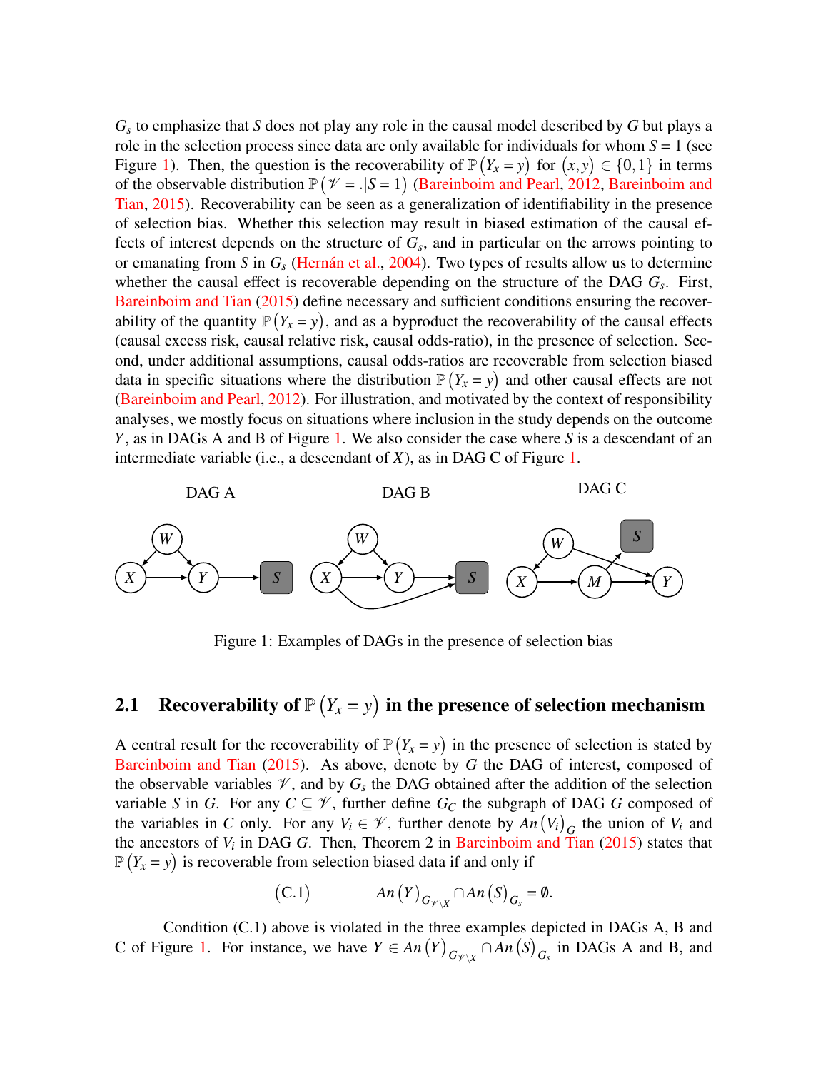$G_s$ to emphasize that $S$ does not play any role in the causal model described by $G$ but plays a role in the selection process since data are only available for individuals for whom $S = 1$ (see Figure 1). Then, the question is the recoverability of $\mathbb{P}(Y_x = y)$ for $(x, y) \in \{0, 1\}$ in terms of the observable distribution $\mathbb{P}(\mathscr{V} = .|S = 1)$ (Bareinboim and Pearl, 2012, Bareinboim and Tian, 2015). Recoverability can be seen as a generalization of identifiability in the presence of selection bias. Whether this selection may result in biased estimation of the causal effects of interest depends on the structure of $G_s$, and in particular on the arrows pointing to or emanating from $S$ in $G_s$ (Hernán et al., 2004). Two types of results allow us to determine whether the causal effect is recoverable depending on the structure of the DAG $G_s$. First, Bareinboim and Tian (2015) define necessary and sufficient conditions ensuring the recoverability of the quantity $\mathbb{P}(Y_x = y)$, and as a byproduct the recoverability of the causal effects (causal excess risk, causal relative risk, causal odds-ratio), in the presence of selection. Second, under additional assumptions, causal odds-ratios are recoverable from selection biased data in specific situations where the distribution $\mathbb{P}(Y_x = y)$ and other causal effects are not (Bareinboim and Pearl, 2012). For illustration, and motivated by the context of responsibility analyses, we mostly focus on situations where inclusion in the study depends on the outcome $Y$, as in DAGs A and B of Figure 1. We also consider the case where $S$ is a descendant of an intermediate variable (i.e., a descendant of $X$), as in DAG C of Figure 1.

Figure 1: Examples of DAGs in the presence of selection bias

## 2.1 Recoverability of $\mathbb{P}(Y_x = y)$ in the presence of selection mechanism

A central result for the recoverability of $\mathbb{P}(Y_x = y)$ in the presence of selection is stated by Bareinboim and Tian (2015). As above, denote by $G$ the DAG of interest, composed of the observable variables $\mathscr{V}$, and by $G_s$ the DAG obtained after the addition of the selection variable $S$ in $G$. For any $C \subseteq \mathscr{V}$, further define $G_C$ the subgraph of DAG $G$ composed of the variables in $C$ only. For any $V_i \in \mathscr{V}$, further denote by $An(V_i)_G$ the union of $V_i$ and the ancestors of $V_i$ in DAG $G$. Then, Theorem 2 in Bareinboim and Tian (2015) states that $\mathbb{P}(Y_x = y)$ is recoverable from selection biased data if and only if

$$\text{(C.1)} \qquad An(Y)_{G_{\mathscr{V} \setminus X}} \cap An(S)_{G_s} = \emptyset.$$

Condition (C.1) above is violated in the three examples depicted in DAGs A, B and C of Figure 1. For instance, we have $Y \in An(Y)_{G_{\mathscr{V} \setminus X}} \cap An(S)_{G_s}$ in DAGs A and B, and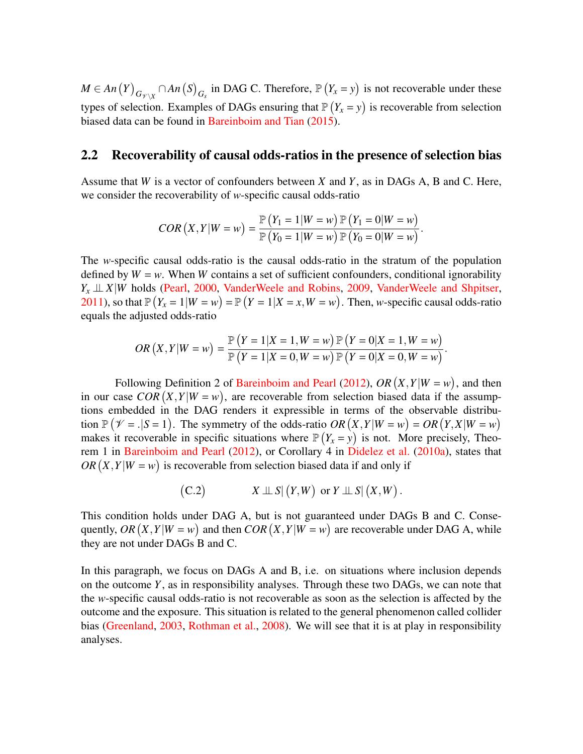$M \in An\left(Y\right)_{G_{\mathscr{V}\setminus X}} \cap An\left(S\right)_{G_s}$ in DAG C. Therefore, $\mathbb{P}\left(Y_x = y\right)$ is not recoverable under these types of selection. Examples of DAGs ensuring that $\mathbb{P}\left(Y_x = y\right)$ is recoverable from selection biased data can be found in Bareinboim and Tian (2015).

## 2.2 Recoverability of causal odds-ratios in the presence of selection bias

Assume that $W$ is a vector of confounders between $X$ and $Y$, as in DAGs A, B and C. Here, we consider the recoverability of $w$-specific causal odds-ratio

$$COR\left(X,Y|W=w\right) = \frac{\mathbb{P}\left(Y_1 = 1|W=w\right)\mathbb{P}\left(Y_1 = 0|W=w\right)}{\mathbb{P}\left(Y_0 = 1|W=w\right)\mathbb{P}\left(Y_0 = 0|W=w\right)}.$$

The $w$-specific causal odds-ratio is the causal odds-ratio in the stratum of the population defined by $W = w$. When $W$ contains a set of sufficient confounders, conditional ignorability $Y_x \perp\!\!\!\perp X|W$ holds (Pearl, 2000, VanderWeele and Robins, 2009, VanderWeele and Shpitser, 2011), so that $\mathbb{P}\left(Y_x = 1|W=w\right) = \mathbb{P}\left(Y=1|X=x,W=w\right)$. Then, $w$-specific causal odds-ratio equals the adjusted odds-ratio

$$OR\left(X,Y|W=w\right) = \frac{\mathbb{P}\left(Y=1|X=1,W=w\right)\mathbb{P}\left(Y=0|X=1,W=w\right)}{\mathbb{P}\left(Y=1|X=0,W=w\right)\mathbb{P}\left(Y=0|X=0,W=w\right)}.$$

Following Definition 2 of Bareinboim and Pearl (2012), $OR\left(X,Y|W=w\right)$, and then in our case $COR\left(X,Y|W=w\right)$, are recoverable from selection biased data if the assumptions embedded in the DAG renders it expressible in terms of the observable distribution $\mathbb{P}\left(\mathscr{V}=.|S=1\right)$. The symmetry of the odds-ratio $OR\left(X,Y|W=w\right) = OR\left(Y,X|W=w\right)$ makes it recoverable in specific situations where $\mathbb{P}\left(Y_x = y\right)$ is not. More precisely, Theorem 1 in Bareinboim and Pearl (2012), or Corollary 4 in Didelez et al. (2010a), states that $OR\left(X,Y|W=w\right)$ is recoverable from selection biased data if and only if

$$\text{(C.2)} \qquad X \perp\!\!\!\perp S|\left(Y,W\right) \text{ or } Y \perp\!\!\!\perp S|\left(X,W\right).$$

This condition holds under DAG A, but is not guaranteed under DAGs B and C. Consequently, $OR\left(X,Y|W=w\right)$ and then $COR\left(X,Y|W=w\right)$ are recoverable under DAG A, while they are not under DAGs B and C.

In this paragraph, we focus on DAGs A and B, i.e. on situations where inclusion depends on the outcome $Y$, as in responsibility analyses. Through these two DAGs, we can note that the $w$-specific causal odds-ratio is not recoverable as soon as the selection is affected by the outcome and the exposure. This situation is related to the general phenomenon called collider bias (Greenland, 2003, Rothman et al., 2008). We will see that it is at play in responsibility analyses.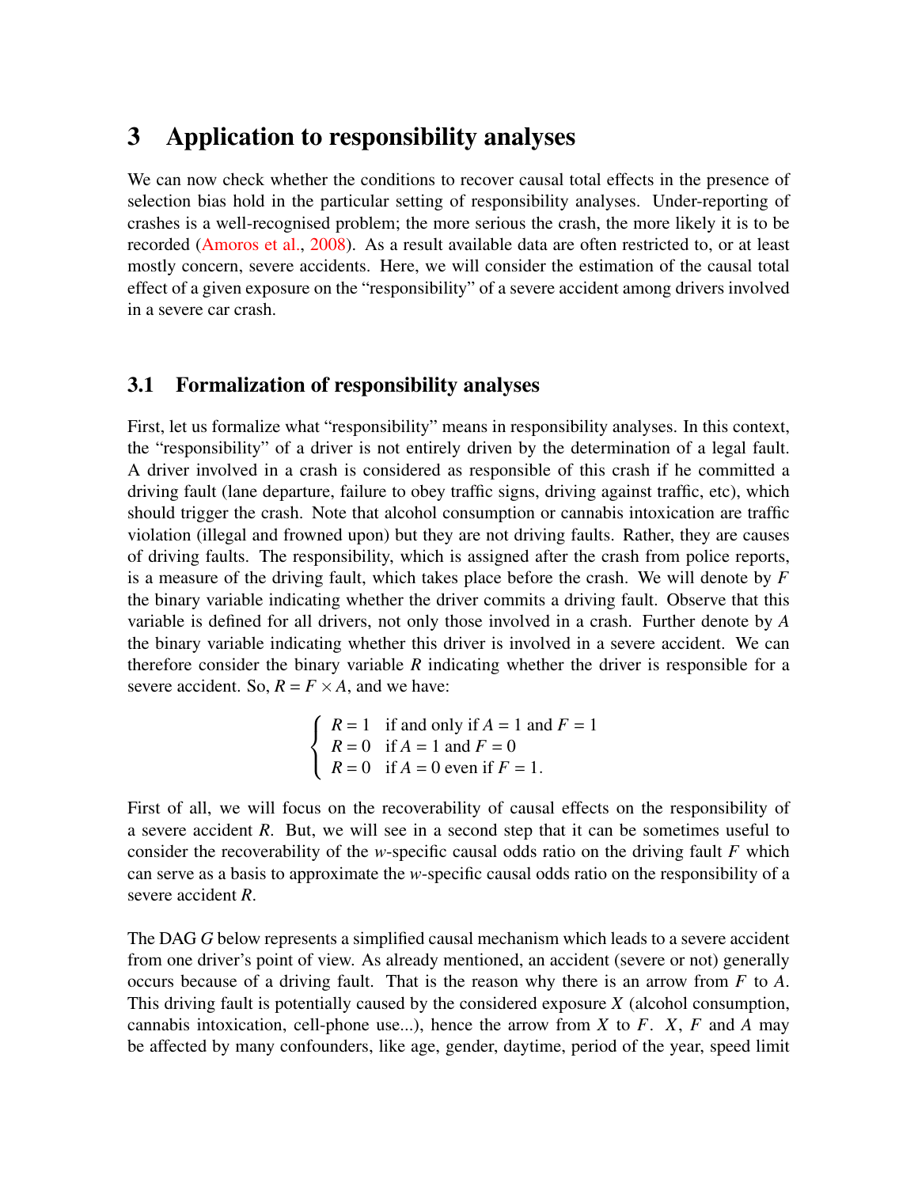# 3 Application to responsibility analyses

We can now check whether the conditions to recover causal total effects in the presence of selection bias hold in the particular setting of responsibility analyses. Under-reporting of crashes is a well-recognised problem; the more serious the crash, the more likely it is to be recorded (Amoros et al., 2008). As a result available data are often restricted to, or at least mostly concern, severe accidents. Here, we will consider the estimation of the causal total effect of a given exposure on the "responsibility" of a severe accident among drivers involved in a severe car crash.

## 3.1 Formalization of responsibility analyses

First, let us formalize what "responsibility" means in responsibility analyses. In this context, the "responsibility" of a driver is not entirely driven by the determination of a legal fault. A driver involved in a crash is considered as responsible of this crash if he committed a driving fault (lane departure, failure to obey traffic signs, driving against traffic, etc), which should trigger the crash. Note that alcohol consumption or cannabis intoxication are traffic violation (illegal and frowned upon) but they are not driving faults. Rather, they are causes of driving faults. The responsibility, which is assigned after the crash from police reports, is a measure of the driving fault, which takes place before the crash. We will denote by $F$ the binary variable indicating whether the driver commits a driving fault. Observe that this variable is defined for all drivers, not only those involved in a crash. Further denote by $A$ the binary variable indicating whether this driver is involved in a severe accident. We can therefore consider the binary variable $R$ indicating whether the driver is responsible for a severe accident. So, $R = F \times A$, and we have:

$$
\begin{cases}
R = 1 & \text{if and only if } A = 1 \text{ and } F = 1 \\
R = 0 & \text{if } A = 1 \text{ and } F = 0 \\
R = 0 & \text{if } A = 0 \text{ even if } F = 1.
\end{cases}
$$

First of all, we will focus on the recoverability of causal effects on the responsibility of a severe accident $R$. But, we will see in a second step that it can be sometimes useful to consider the recoverability of the $w$-specific causal odds ratio on the driving fault $F$ which can serve as a basis to approximate the $w$-specific causal odds ratio on the responsibility of a severe accident $R$.

The DAG $G$ below represents a simplified causal mechanism which leads to a severe accident from one driver's point of view. As already mentioned, an accident (severe or not) generally occurs because of a driving fault. That is the reason why there is an arrow from $F$ to $A$. This driving fault is potentially caused by the considered exposure $X$ (alcohol consumption, cannabis intoxication, cell-phone use...), hence the arrow from $X$ to $F$. $X$, $F$ and $A$ may be affected by many confounders, like age, gender, daytime, period of the year, speed limit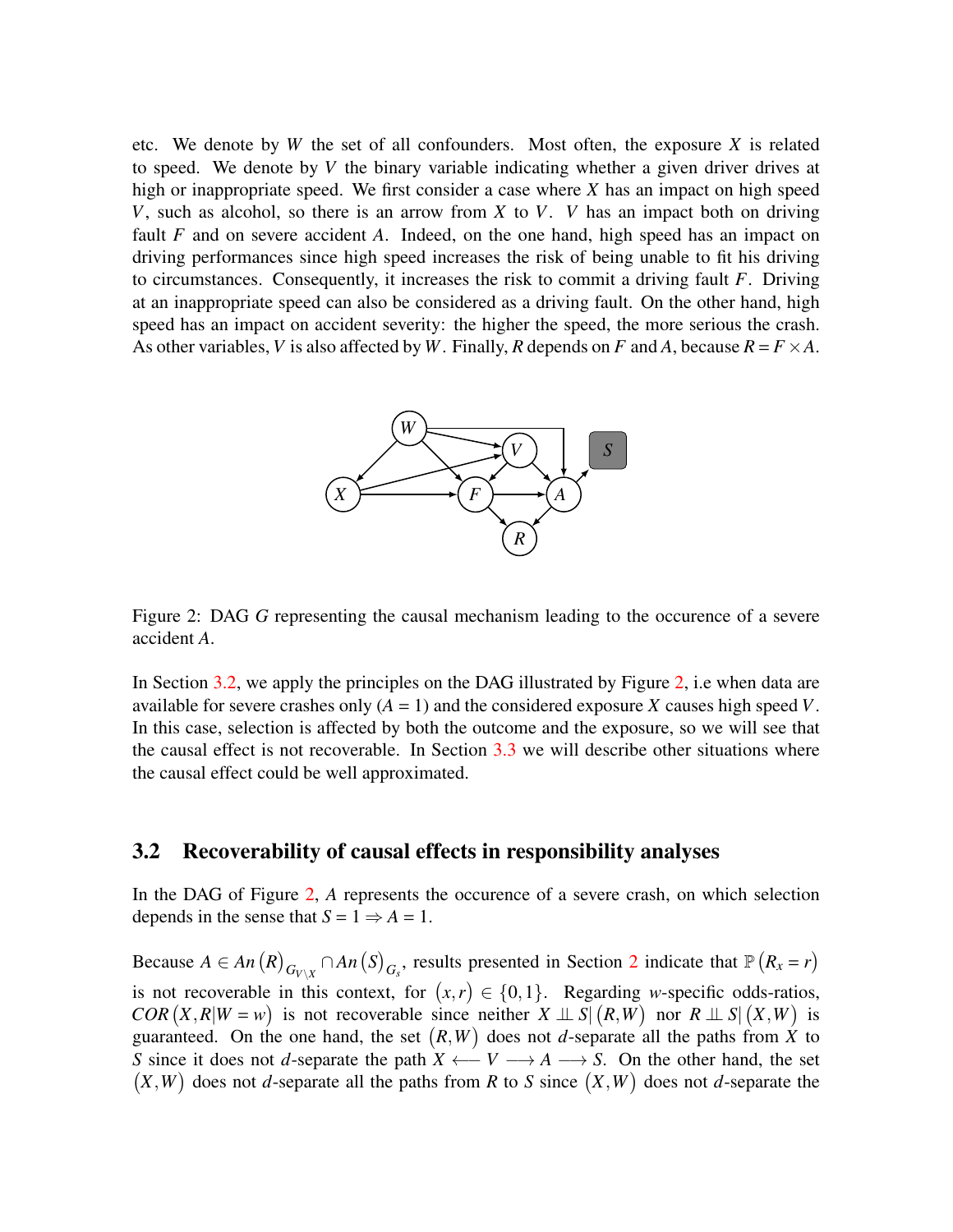etc. We denote by $W$ the set of all confounders. Most often, the exposure $X$ is related to speed. We denote by $V$ the binary variable indicating whether a given driver drives at high or inappropriate speed. We first consider a case where $X$ has an impact on high speed $V$, such as alcohol, so there is an arrow from $X$ to $V$. $V$ has an impact both on driving fault $F$ and on severe accident $A$. Indeed, on the one hand, high speed has an impact on driving performances since high speed increases the risk of being unable to fit his driving to circumstances. Consequently, it increases the risk to commit a driving fault $F$. Driving at an inappropriate speed can also be considered as a driving fault. On the other hand, high speed has an impact on accident severity: the higher the speed, the more serious the crash. As other variables, $V$ is also affected by $W$. Finally, $R$ depends on $F$ and $A$, because $R = F \times A$.

Figure 2: DAG $G$ representing the causal mechanism leading to the occurence of a severe accident $A$.

In Section 3.2, we apply the principles on the DAG illustrated by Figure 2, i.e when data are available for severe crashes only ($A = 1$) and the considered exposure $X$ causes high speed $V$. In this case, selection is affected by both the outcome and the exposure, so we will see that the causal effect is not recoverable. In Section 3.3 we will describe other situations where the causal effect could be well approximated.

## 3.2 Recoverability of causal effects in responsibility analyses

In the DAG of Figure 2, $A$ represents the occurence of a severe crash, on which selection depends in the sense that $S = 1 \Rightarrow A = 1$.

Because $A \in An\left(R\right)_{G_{V\setminus X}} \cap An\left(S\right)_{G_s}$, results presented in Section 2 indicate that $\mathbb{P}\left(R_x = r\right)$ is not recoverable in this context, for $\left(x,r\right) \in \{0,1\}$. Regarding $w$-specific odds-ratios, $COR\left(X,R|W=w\right)$ is not recoverable since neither $X \perp\!\!\!\perp S|\left(R,W\right)$ nor $R \perp\!\!\!\perp S|\left(X,W\right)$ is guaranteed. On the one hand, the set $\left(R,W\right)$ does not $d$-separate all the paths from $X$ to $S$ since it does not $d$-separate the path $X \longleftarrow V \longrightarrow A \longrightarrow S$. On the other hand, the set $\left(X,W\right)$ does not $d$-separate all the paths from $R$ to $S$ since $\left(X,W\right)$ does not $d$-separate the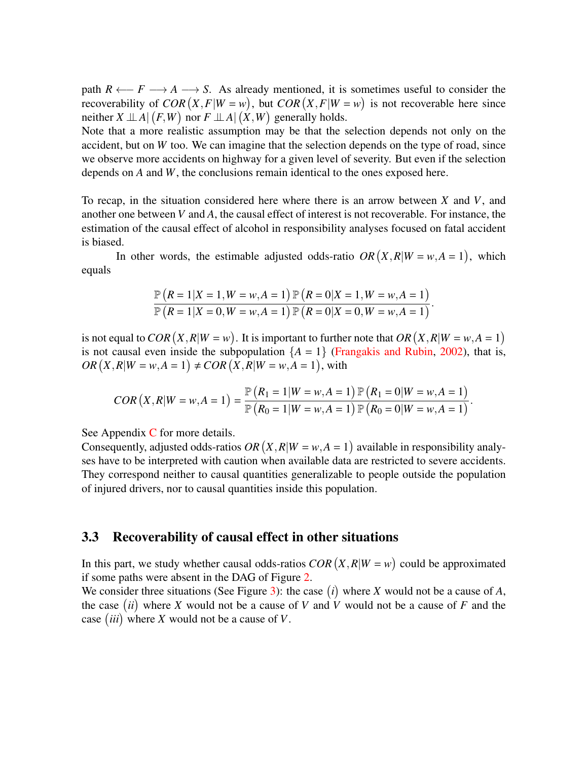path $R \longleftarrow F \longrightarrow A \longrightarrow S$. As already mentioned, it is sometimes useful to consider the recoverability of $COR\left(X, F|W=w\right)$, but $COR\left(X, F|W=w\right)$ is not recoverable here since neither $X \perp\!\!\!\perp A|\left(F, W\right)$ nor $F \perp\!\!\!\perp A|\left(X, W\right)$ generally holds.
Note that a more realistic assumption may be that the selection depends not only on the accident, but on $W$ too. We can imagine that the selection depends on the type of road, since we observe more accidents on highway for a given level of severity. But even if the selection depends on $A$ and $W$, the conclusions remain identical to the ones exposed here.

To recap, in the situation considered here where there is an arrow between $X$ and $V$, and another one between $V$ and $A$, the causal effect of interest is not recoverable. For instance, the estimation of the causal effect of alcohol in responsibility analyses focused on fatal accident is biased.

In other words, the estimable adjusted odds-ratio $OR\left(X, R|W=w, A=1\right)$, which equals

$$\frac{\mathbb{P}\left(R=1|X=1, W=w, A=1\right)\mathbb{P}\left(R=0|X=1, W=w, A=1\right)}{\mathbb{P}\left(R=1|X=0, W=w, A=1\right)\mathbb{P}\left(R=0|X=0, W=w, A=1\right)}.$$

is not equal to $COR\left(X, R|W=w\right)$. It is important to further note that $OR\left(X, R|W=w, A=1\right)$ is not causal even inside the subpopulation $\{A=1\}$ (Frangakis and Rubin, 2002), that is, $OR\left(X, R|W=w, A=1\right) \neq COR\left(X, R|W=w, A=1\right)$, with

$$COR\left(X, R|W=w, A=1\right) = \frac{\mathbb{P}\left(R_1=1|W=w, A=1\right)\mathbb{P}\left(R_1=0|W=w, A=1\right)}{\mathbb{P}\left(R_0=1|W=w, A=1\right)\mathbb{P}\left(R_0=0|W=w, A=1\right)}.$$

See Appendix C for more details.
Consequently, adjusted odds-ratios $OR\left(X, R|W=w, A=1\right)$ available in responsibility analyses have to be interpreted with caution when available data are restricted to severe accidents. They correspond neither to causal quantities generalizable to people outside the population of injured drivers, nor to causal quantities inside this population.

## 3.3 Recoverability of causal effect in other situations

In this part, we study whether causal odds-ratios $COR\left(X, R|W=w\right)$ could be approximated if some paths were absent in the DAG of Figure 2.
We consider three situations (See Figure 3): the case $(i)$ where $X$ would not be a cause of $A$, the case $(ii)$ where $X$ would not be a cause of $V$ and $V$ would not be a cause of $F$ and the case $(iii)$ where $X$ would not be a cause of $V$.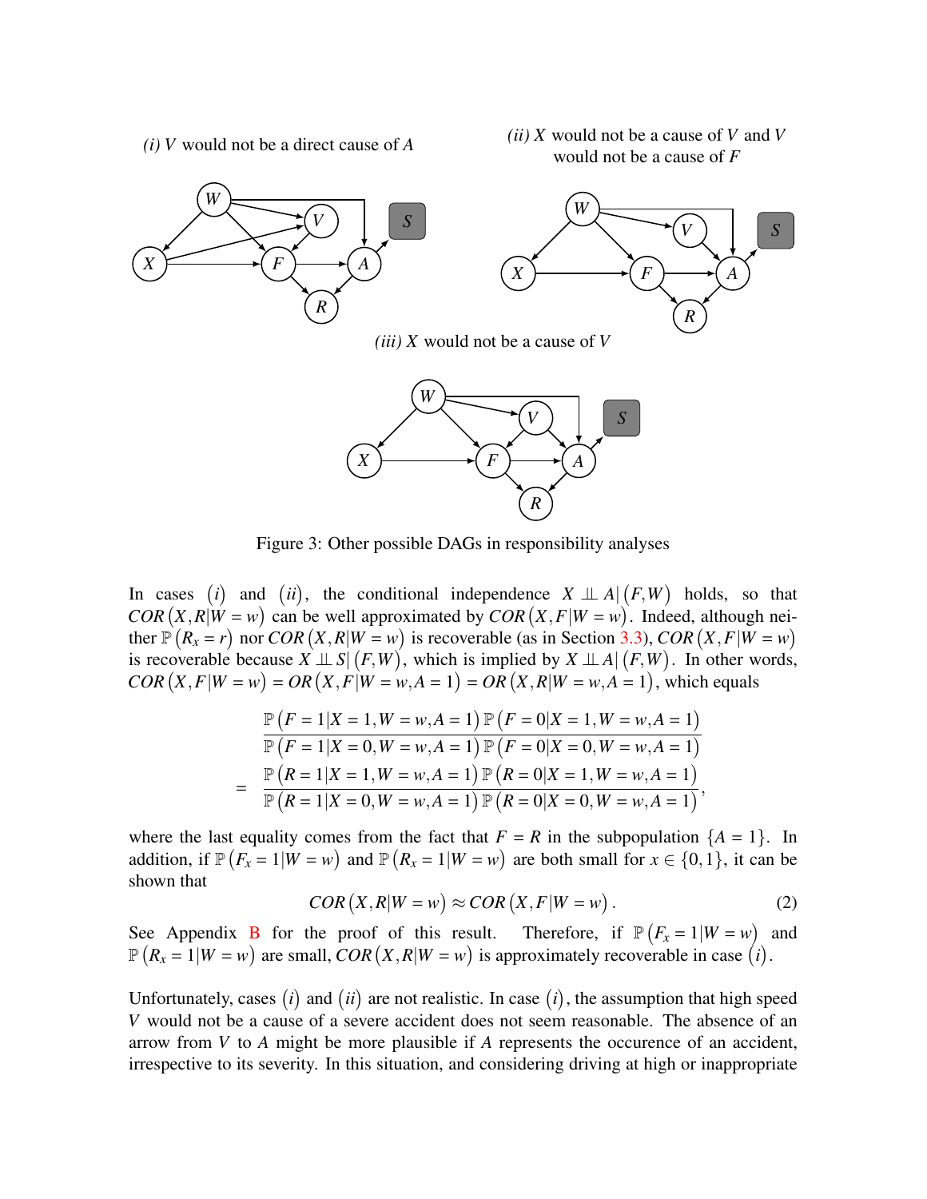*(i) V would not be a direct cause of A*

*(ii) X would not be a cause of V and V would not be a cause of F*

*(iii) X would not be a cause of V*

Figure 3: Other possible DAGs in responsibility analyses

In cases $(i)$ and $(ii)$, the conditional independence $X \perp\!\!\!\perp A | (F, W)$ holds, so that $COR(X, R|W = w)$ can be well approximated by $COR(X, F|W = w)$. Indeed, although neither $\mathbb{P}(R_x = r)$ nor $COR(X, R|W = w)$ is recoverable (as in Section 3.3), $COR(X, F|W = w)$ is recoverable because $X \perp\!\!\!\perp S | (F, W)$, which is implied by $X \perp\!\!\!\perp A | (F, W)$. In other words, $COR(X, F|W = w) = OR(X, F|W = w, A = 1) = OR(X, R|W = w, A = 1)$, which equals

$$
\begin{aligned}
& \frac{\mathbb{P}(F = 1|X = 1, W = w, A = 1)\,\mathbb{P}(F = 0|X = 1, W = w, A = 1)}{\mathbb{P}(F = 1|X = 0, W = w, A = 1)\,\mathbb{P}(F = 0|X = 0, W = w, A = 1)} \\
= \;& \frac{\mathbb{P}(R = 1|X = 1, W = w, A = 1)\,\mathbb{P}(R = 0|X = 1, W = w, A = 1)}{\mathbb{P}(R = 1|X = 0, W = w, A = 1)\,\mathbb{P}(R = 0|X = 0, W = w, A = 1)},
\end{aligned}
$$

where the last equality comes from the fact that $F = R$ in the subpopulation $\{A = 1\}$. In addition, if $\mathbb{P}(F_x = 1|W = w)$ and $\mathbb{P}(R_x = 1|W = w)$ are both small for $x \in \{0, 1\}$, it can be shown that

$$
COR(X, R|W = w) \approx COR(X, F|W = w). \tag{2}
$$

See Appendix B for the proof of this result. Therefore, if $\mathbb{P}(F_x = 1|W = w)$ and $\mathbb{P}(R_x = 1|W = w)$ are small, $COR(X, R|W = w)$ is approximately recoverable in case $(i)$.

Unfortunately, cases $(i)$ and $(ii)$ are not realistic. In case $(i)$, the assumption that high speed $V$ would not be a cause of a severe accident does not seem reasonable. The absence of an arrow from $V$ to $A$ might be more plausible if $A$ represents the occurence of an accident, irrespective to its severity. In this situation, and considering driving at high or inappropriate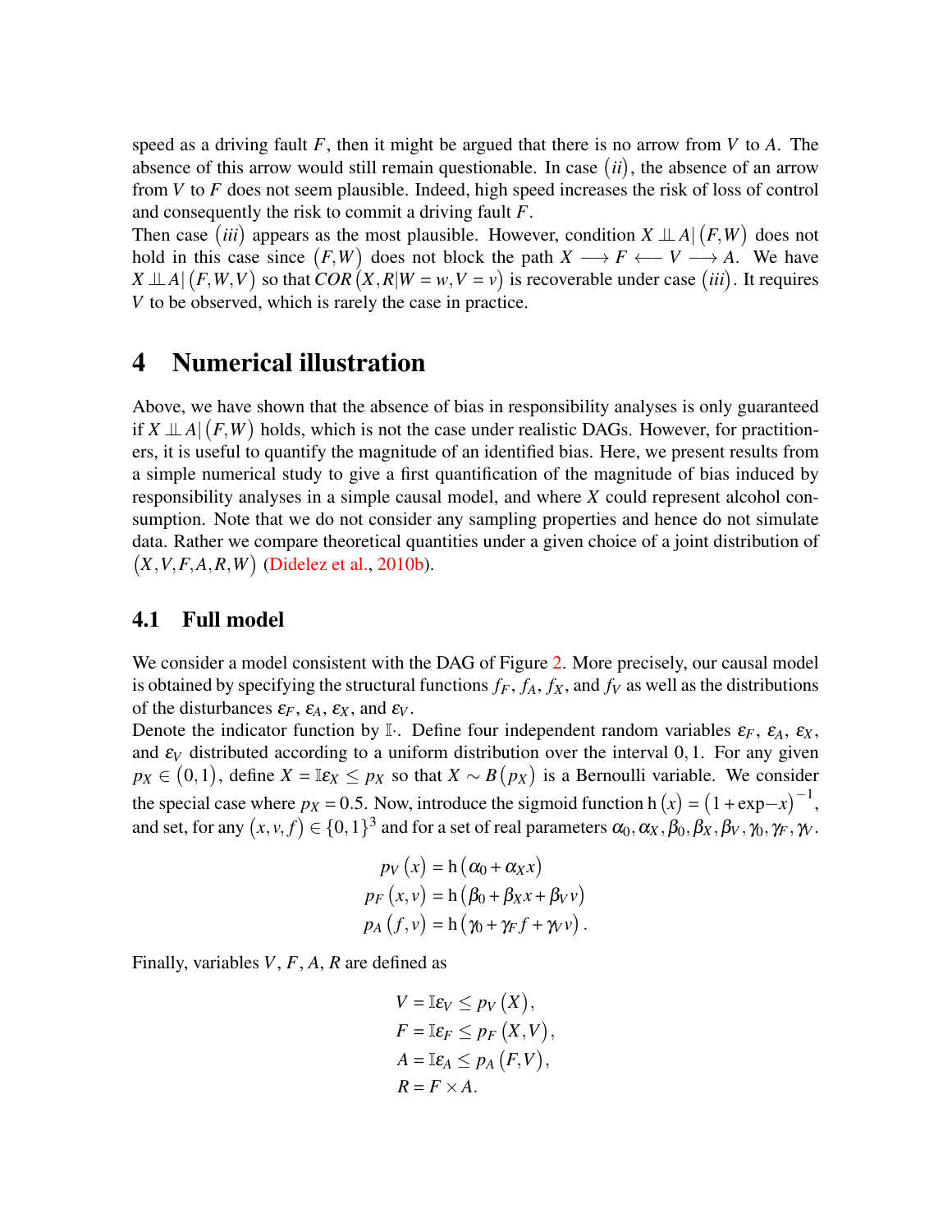speed as a driving fault $F$, then it might be argued that there is no arrow from $V$ to $A$. The absence of this arrow would still remain questionable. In case $(ii)$, the absence of an arrow from $V$ to $F$ does not seem plausible. Indeed, high speed increases the risk of loss of control and consequently the risk to commit a driving fault $F$.

Then case $(iii)$ appears as the most plausible. However, condition $X \perp\!\!\!\perp A | (F,W)$ does not hold in this case since $(F,W)$ does not block the path $X \longrightarrow F \longleftarrow V \longrightarrow A$. We have $X \perp\!\!\!\perp A | (F,W,V)$ so that $COR(X,R|W=w,V=v)$ is recoverable under case $(iii)$. It requires $V$ to be observed, which is rarely the case in practice.

# 4 Numerical illustration

Above, we have shown that the absence of bias in responsibility analyses is only guaranteed if $X \perp\!\!\!\perp A | (F,W)$ holds, which is not the case under realistic DAGs. However, for practitioners, it is useful to quantify the magnitude of an identified bias. Here, we present results from a simple numerical study to give a first quantification of the magnitude of bias induced by responsibility analyses in a simple causal model, and where $X$ could represent alcohol consumption. Note that we do not consider any sampling properties and hence do not simulate data. Rather we compare theoretical quantities under a given choice of a joint distribution of $(X,V,F,A,R,W)$ (Didelez et al., 2010b).

## 4.1 Full model

We consider a model consistent with the DAG of Figure 2. More precisely, our causal model is obtained by specifying the structural functions $f_F$, $f_A$, $f_X$, and $f_V$ as well as the distributions of the disturbances $\varepsilon_F$, $\varepsilon_A$, $\varepsilon_X$, and $\varepsilon_V$.

Denote the indicator function by $\mathbb{I}\cdot$. Define four independent random variables $\varepsilon_F$, $\varepsilon_A$, $\varepsilon_X$, and $\varepsilon_V$ distributed according to a uniform distribution over the interval $0,1$. For any given $p_X \in (0,1)$, define $X = \mathbb{I}\varepsilon_X \leq p_X$ so that $X \sim B(p_X)$ is a Bernoulli variable. We consider the special case where $p_X = 0.5$. Now, introduce the sigmoid function $\mathrm{h}(x) = (1+\exp{-x})^{-1}$, and set, for any $(x,v,f) \in \{0,1\}^3$ and for a set of real parameters $\alpha_0, \alpha_X, \beta_0, \beta_X, \beta_V, \gamma_0, \gamma_F, \gamma_V$.

$$
\begin{aligned}
p_V(x) &= \mathrm{h}(\alpha_0 + \alpha_X x) \\
p_F(x,v) &= \mathrm{h}(\beta_0 + \beta_X x + \beta_V v) \\
p_A(f,v) &= \mathrm{h}(\gamma_0 + \gamma_F f + \gamma_V v).
\end{aligned}
$$

Finally, variables $V$, $F$, $A$, $R$ are defined as

$$
\begin{aligned}
V &= \mathbb{I}\varepsilon_V \leq p_V(X), \\
F &= \mathbb{I}\varepsilon_F \leq p_F(X,V), \\
A &= \mathbb{I}\varepsilon_A \leq p_A(F,V), \\
R &= F \times A.
\end{aligned}
$$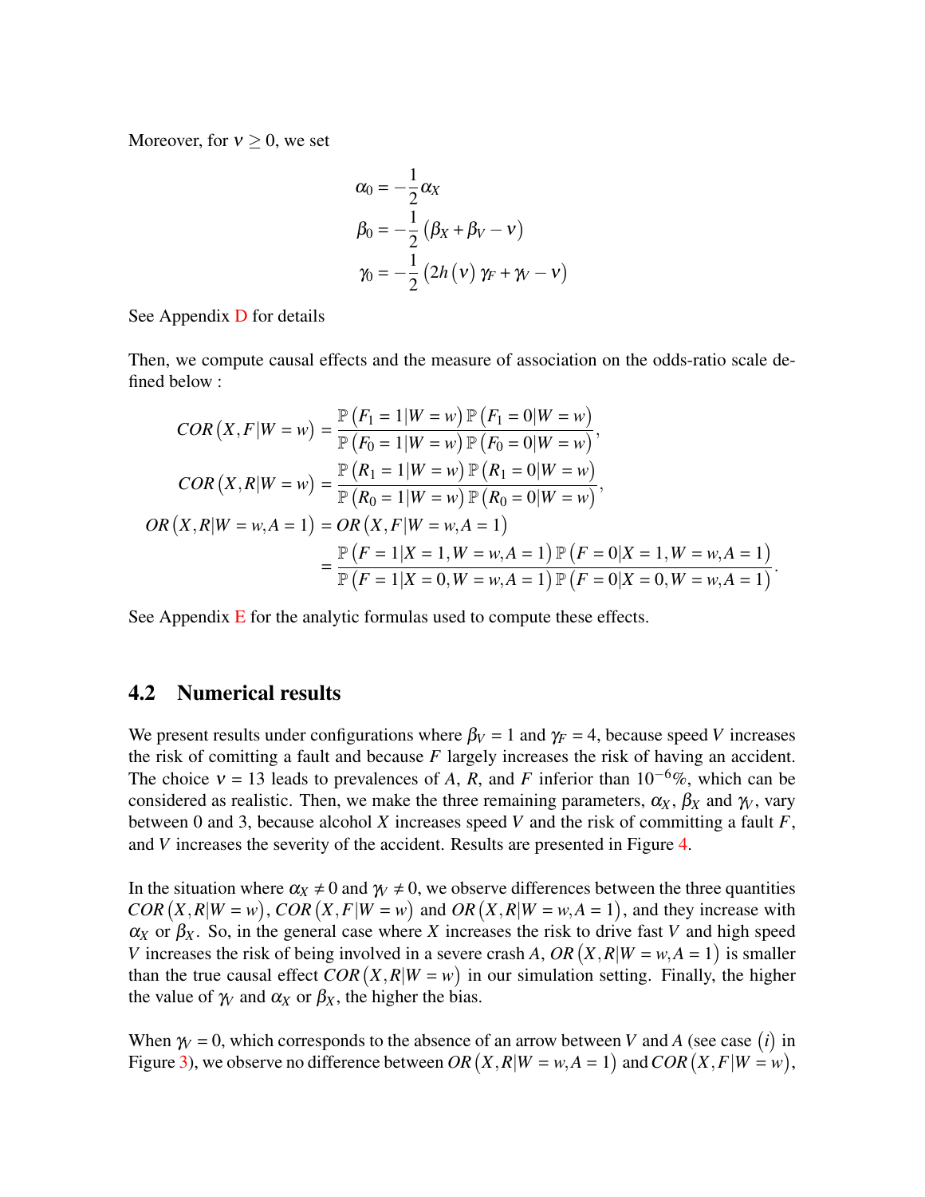Moreover, for $\nu \geq 0$, we set

$$
\begin{aligned}
\alpha_0 &= -\frac{1}{2}\alpha_X \\
\beta_0 &= -\frac{1}{2}\left(\beta_X + \beta_V - \nu\right) \\
\gamma_0 &= -\frac{1}{2}\left(2h\left(\nu\right)\gamma_F + \gamma_V - \nu\right)
\end{aligned}
$$

See Appendix D for details

Then, we compute causal effects and the measure of association on the odds-ratio scale defined below :

$$
\begin{aligned}
COR\left(X,F|W=w\right) &= \frac{\mathbb{P}\left(F_1 = 1|W=w\right)\mathbb{P}\left(F_1 = 0|W=w\right)}{\mathbb{P}\left(F_0 = 1|W=w\right)\mathbb{P}\left(F_0 = 0|W=w\right)}, \\
COR\left(X,R|W=w\right) &= \frac{\mathbb{P}\left(R_1 = 1|W=w\right)\mathbb{P}\left(R_1 = 0|W=w\right)}{\mathbb{P}\left(R_0 = 1|W=w\right)\mathbb{P}\left(R_0 = 0|W=w\right)}, \\
OR\left(X,R|W=w,A=1\right) &= OR\left(X,F|W=w,A=1\right) \\
&= \frac{\mathbb{P}\left(F=1|X=1,W=w,A=1\right)\mathbb{P}\left(F=0|X=1,W=w,A=1\right)}{\mathbb{P}\left(F=1|X=0,W=w,A=1\right)\mathbb{P}\left(F=0|X=0,W=w,A=1\right)}.
\end{aligned}
$$

See Appendix E for the analytic formulas used to compute these effects.

## 4.2 Numerical results

We present results under configurations where $\beta_V = 1$ and $\gamma_F = 4$, because speed $V$ increases the risk of comitting a fault and because $F$ largely increases the risk of having an accident. The choice $\nu = 13$ leads to prevalences of $A$, $R$, and $F$ inferior than $10^{-6}\%$, which can be considered as realistic. Then, we make the three remaining parameters, $\alpha_X$, $\beta_X$ and $\gamma_V$, vary between 0 and 3, because alcohol $X$ increases speed $V$ and the risk of committing a fault $F$, and $V$ increases the severity of the accident. Results are presented in Figure 4.

In the situation where $\alpha_X \neq 0$ and $\gamma_V \neq 0$, we observe differences between the three quantities $COR\left(X,R|W=w\right)$, $COR\left(X,F|W=w\right)$ and $OR\left(X,R|W=w,A=1\right)$, and they increase with $\alpha_X$ or $\beta_X$. So, in the general case where $X$ increases the risk to drive fast $V$ and high speed $V$ increases the risk of being involved in a severe crash $A$, $OR\left(X,R|W=w,A=1\right)$ is smaller than the true causal effect $COR\left(X,R|W=w\right)$ in our simulation setting. Finally, the higher the value of $\gamma_V$ and $\alpha_X$ or $\beta_X$, the higher the bias.

When $\gamma_V = 0$, which corresponds to the absence of an arrow between $V$ and $A$ (see case $\left(i\right)$ in Figure 3), we observe no difference between $OR\left(X,R|W=w,A=1\right)$ and $COR\left(X,F|W=w\right)$,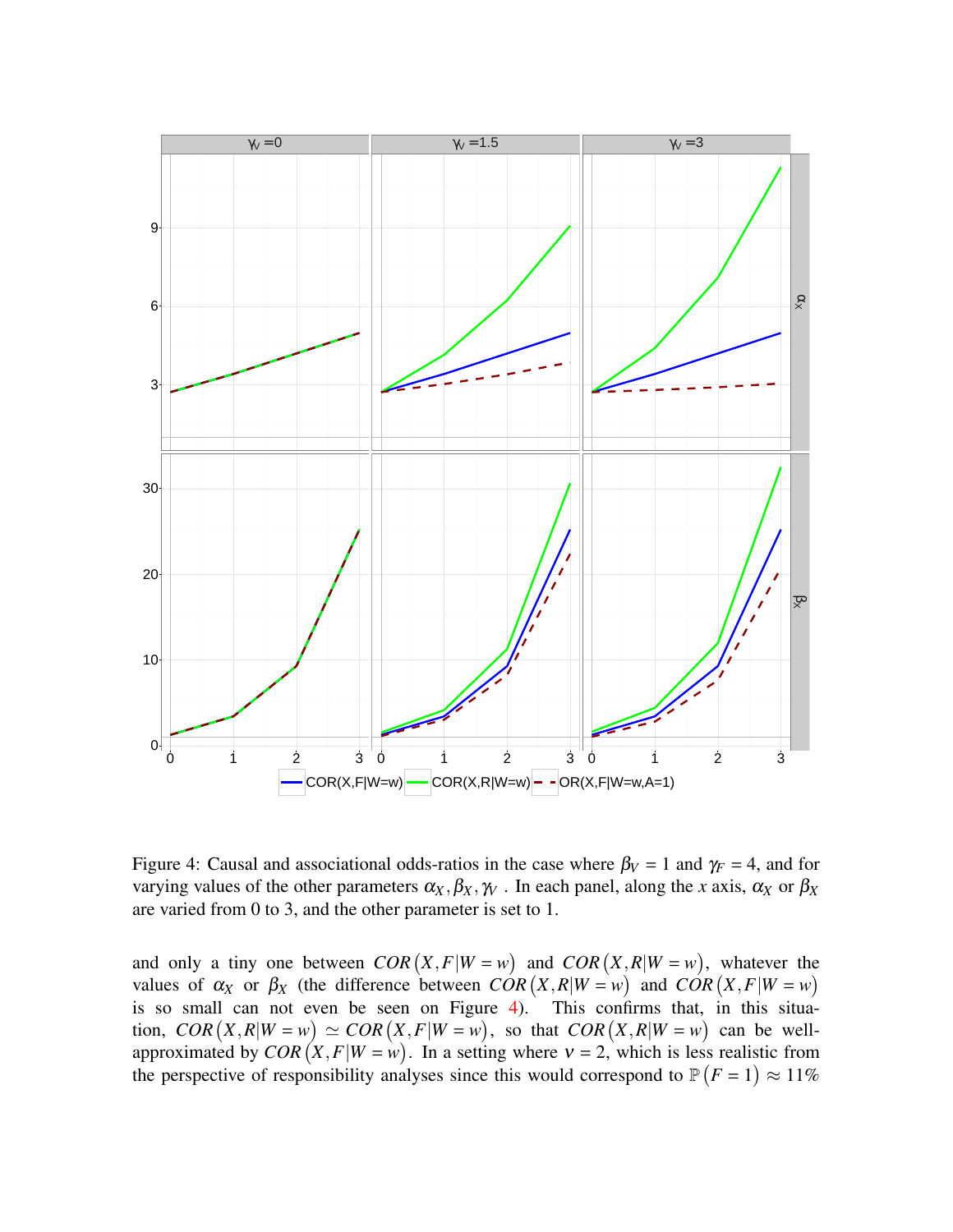Figure 4: Causal and associational odds-ratios in the case where $\beta_V = 1$ and $\gamma_F = 4$, and for varying values of the other parameters $\alpha_X, \beta_X, \gamma_V$ . In each panel, along the $x$ axis, $\alpha_X$ or $\beta_X$ are varied from 0 to 3, and the other parameter is set to 1.

and only a tiny one between $COR(X, F|W = w)$ and $COR(X, R|W = w)$, whatever the values of $\alpha_X$ or $\beta_X$ (the difference between $COR(X, R|W = w)$ and $COR(X, F|W = w)$ is so small can not even be seen on Figure 4). This confirms that, in this situation, $COR(X, R|W = w) \simeq COR(X, F|W = w)$, so that $COR(X, R|W = w)$ can be well-approximated by $COR(X, F|W = w)$. In a setting where $\nu = 2$, which is less realistic from the perspective of responsibility analyses since this would correspond to $\mathbb{P}(F = 1) \approx 11\%$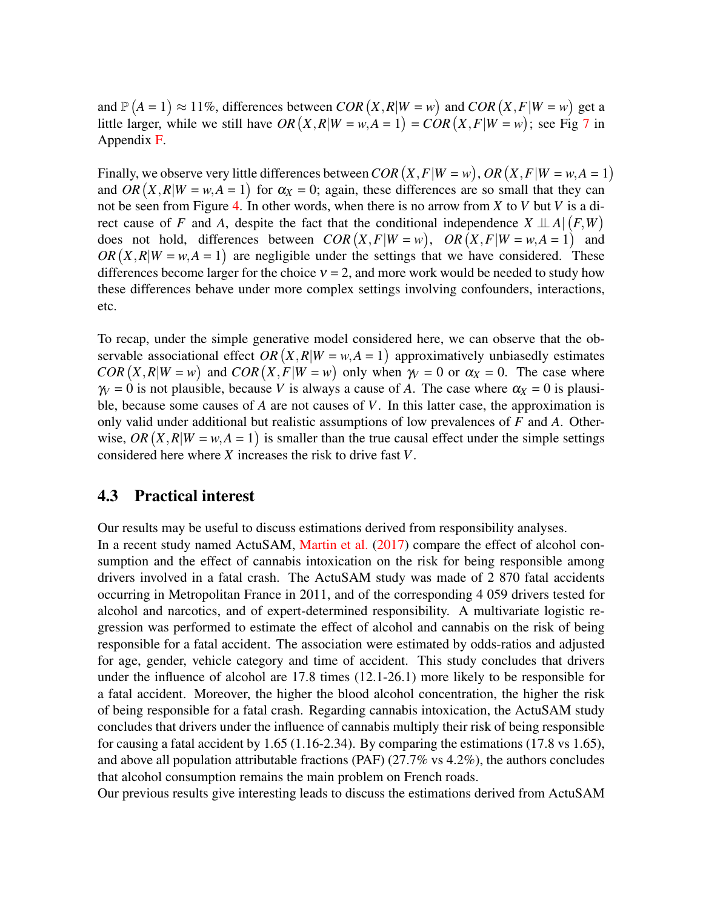and $\mathbb{P}(A = 1) \approx 11\%$, differences between $COR(X, R|W = w)$ and $COR(X, F|W = w)$ get a little larger, while we still have $OR(X, R|W = w, A = 1) = COR(X, F|W = w)$; see Fig 7 in Appendix F.

Finally, we observe very little differences between $COR(X, F|W = w)$, $OR(X, F|W = w, A = 1)$ and $OR(X, R|W = w, A = 1)$ for $\alpha_X = 0$; again, these differences are so small that they can not be seen from Figure 4. In other words, when there is no arrow from $X$ to $V$ but $V$ is a direct cause of $F$ and $A$, despite the fact that the conditional independence $X \perp\!\!\!\perp A|(F, W)$ does not hold, differences between $COR(X, F|W = w)$, $OR(X, F|W = w, A = 1)$ and $OR(X, R|W = w, A = 1)$ are negligible under the settings that we have considered. These differences become larger for the choice $\nu = 2$, and more work would be needed to study how these differences behave under more complex settings involving confounders, interactions, etc.

To recap, under the simple generative model considered here, we can observe that the observable associational effect $OR(X, R|W = w, A = 1)$ approximatively unbiasedly estimates $COR(X, R|W = w)$ and $COR(X, F|W = w)$ only when $\gamma_V = 0$ or $\alpha_X = 0$. The case where $\gamma_V = 0$ is not plausible, because $V$ is always a cause of $A$. The case where $\alpha_X = 0$ is plausible, because some causes of $A$ are not causes of $V$. In this latter case, the approximation is only valid under additional but realistic assumptions of low prevalences of $F$ and $A$. Otherwise, $OR(X, R|W = w, A = 1)$ is smaller than the true causal effect under the simple settings considered here where $X$ increases the risk to drive fast $V$.

## 4.3 Practical interest

Our results may be useful to discuss estimations derived from responsibility analyses.
In a recent study named ActuSAM, Martin et al. (2017) compare the effect of alcohol consumption and the effect of cannabis intoxication on the risk for being responsible among drivers involved in a fatal crash. The ActuSAM study was made of 2 870 fatal accidents occurring in Metropolitan France in 2011, and of the corresponding 4 059 drivers tested for alcohol and narcotics, and of expert-determined responsibility. A multivariate logistic regression was performed to estimate the effect of alcohol and cannabis on the risk of being responsible for a fatal accident. The association were estimated by odds-ratios and adjusted for age, gender, vehicle category and time of accident. This study concludes that drivers under the influence of alcohol are 17.8 times (12.1-26.1) more likely to be responsible for a fatal accident. Moreover, the higher the blood alcohol concentration, the higher the risk of being responsible for a fatal crash. Regarding cannabis intoxication, the ActuSAM study concludes that drivers under the influence of cannabis multiply their risk of being responsible for causing a fatal accident by 1.65 (1.16-2.34). By comparing the estimations (17.8 vs 1.65), and above all population attributable fractions (PAF) (27.7% vs 4.2%), the authors concludes that alcohol consumption remains the main problem on French roads.
Our previous results give interesting leads to discuss the estimations derived from ActuSAM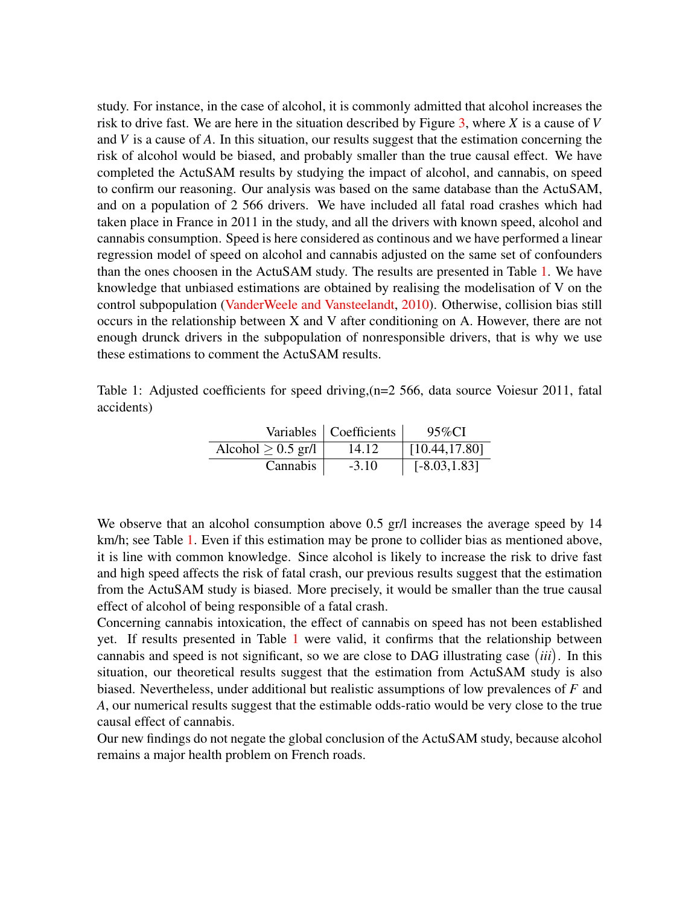study. For instance, in the case of alcohol, it is commonly admitted that alcohol increases the risk to drive fast. We are here in the situation described by Figure 3, where $X$ is a cause of $V$ and $V$ is a cause of $A$. In this situation, our results suggest that the estimation concerning the risk of alcohol would be biased, and probably smaller than the true causal effect. We have completed the ActuSAM results by studying the impact of alcohol, and cannabis, on speed to confirm our reasoning. Our analysis was based on the same database than the ActuSAM, and on a population of 2 566 drivers. We have included all fatal road crashes which had taken place in France in 2011 in the study, and all the drivers with known speed, alcohol and cannabis consumption. Speed is here considered as continous and we have performed a linear regression model of speed on alcohol and cannabis adjusted on the same set of confounders than the ones choosen in the ActuSAM study. The results are presented in Table 1. We have knowledge that unbiased estimations are obtained by realising the modelisation of V on the control subpopulation (VanderWeele and Vansteelandt, 2010). Otherwise, collision bias still occurs in the relationship between X and V after conditioning on A. However, there are not enough drunck drivers in the subpopulation of nonresponsible drivers, that is why we use these estimations to comment the ActuSAM results.

Table 1: Adjusted coefficients for speed driving,(n=2 566, data source Voiesur 2011, fatal accidents)

| Variables | Coefficients | 95%CI |
|---|---|---|
| Alcohol $\geq 0.5$ gr/l | 14.12 | [10.44,17.80] |
| Cannabis | -3.10 | [-8.03,1.83] |

We observe that an alcohol consumption above 0.5 gr/l increases the average speed by 14 km/h; see Table 1. Even if this estimation may be prone to collider bias as mentioned above, it is line with common knowledge. Since alcohol is likely to increase the risk to drive fast and high speed affects the risk of fatal crash, our previous results suggest that the estimation from the ActuSAM study is biased. More precisely, it would be smaller than the true causal effect of alcohol of being responsible of a fatal crash.

Concerning cannabis intoxication, the effect of cannabis on speed has not been established yet. If results presented in Table 1 were valid, it confirms that the relationship between cannabis and speed is not significant, so we are close to DAG illustrating case $(iii)$. In this situation, our theoretical results suggest that the estimation from ActuSAM study is also biased. Nevertheless, under additional but realistic assumptions of low prevalences of $F$ and $A$, our numerical results suggest that the estimable odds-ratio would be very close to the true causal effect of cannabis.

Our new findings do not negate the global conclusion of the ActuSAM study, because alcohol remains a major health problem on French roads.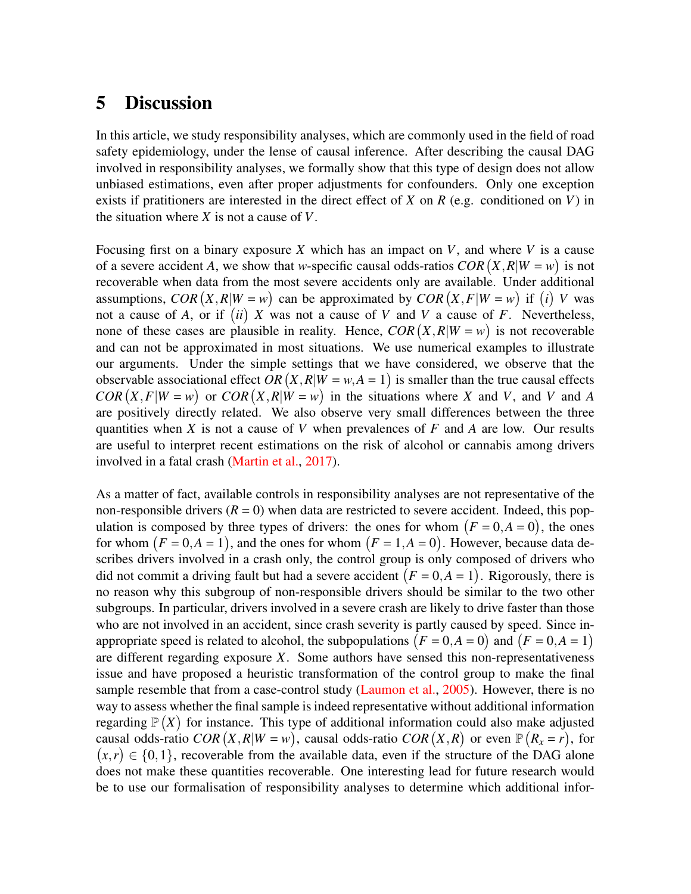# 5 Discussion

In this article, we study responsibility analyses, which are commonly used in the field of road safety epidemiology, under the lense of causal inference. After describing the causal DAG involved in responsibility analyses, we formally show that this type of design does not allow unbiased estimations, even after proper adjustments for confounders. Only one exception exists if pratitioners are interested in the direct effect of $X$ on $R$ (e.g. conditioned on $V$) in the situation where $X$ is not a cause of $V$.

Focusing first on a binary exposure $X$ which has an impact on $V$, and where $V$ is a cause of a severe accident $A$, we show that $w$-specific causal odds-ratios $COR\left(X,R|W=w\right)$ is not recoverable when data from the most severe accidents only are available. Under additional assumptions, $COR\left(X,R|W=w\right)$ can be approximated by $COR\left(X,F|W=w\right)$ if $(i)$ $V$ was not a cause of $A$, or if $(ii)$ $X$ was not a cause of $V$ and $V$ a cause of $F$. Nevertheless, none of these cases are plausible in reality. Hence, $COR\left(X,R|W=w\right)$ is not recoverable and can not be approximated in most situations. We use numerical examples to illustrate our arguments. Under the simple settings that we have considered, we observe that the observable associational effect $OR\left(X,R|W=w,A=1\right)$ is smaller than the true causal effects $COR\left(X,F|W=w\right)$ or $COR\left(X,R|W=w\right)$ in the situations where $X$ and $V$, and $V$ and $A$ are positively directly related. We also observe very small differences between the three quantities when $X$ is not a cause of $V$ when prevalences of $F$ and $A$ are low. Our results are useful to interpret recent estimations on the risk of alcohol or cannabis among drivers involved in a fatal crash (Martin et al., 2017).

As a matter of fact, available controls in responsibility analyses are not representative of the non-responsible drivers ($R=0$) when data are restricted to severe accident. Indeed, this population is composed by three types of drivers: the ones for whom $\left(F=0,A=0\right)$, the ones for whom $\left(F=0,A=1\right)$, and the ones for whom $\left(F=1,A=0\right)$. However, because data describes drivers involved in a crash only, the control group is only composed of drivers who did not commit a driving fault but had a severe accident $\left(F=0,A=1\right)$. Rigorously, there is no reason why this subgroup of non-responsible drivers should be similar to the two other subgroups. In particular, drivers involved in a severe crash are likely to drive faster than those who are not involved in an accident, since crash severity is partly caused by speed. Since inappropriate speed is related to alcohol, the subpopulations $\left(F=0,A=0\right)$ and $\left(F=0,A=1\right)$ are different regarding exposure $X$. Some authors have sensed this non-representativeness issue and have proposed a heuristic transformation of the control group to make the final sample resemble that from a case-control study (Laumon et al., 2005). However, there is no way to assess whether the final sample is indeed representative without additional information regarding $\mathbb{P}\left(X\right)$ for instance. This type of additional information could also make adjusted causal odds-ratio $COR\left(X,R|W=w\right)$, causal odds-ratio $COR\left(X,R\right)$ or even $\mathbb{P}\left(R_x=r\right)$, for $\left(x,r\right)\in\{0,1\}$, recoverable from the available data, even if the structure of the DAG alone does not make these quantities recoverable. One interesting lead for future research would be to use our formalisation of responsibility analyses to determine which additional infor-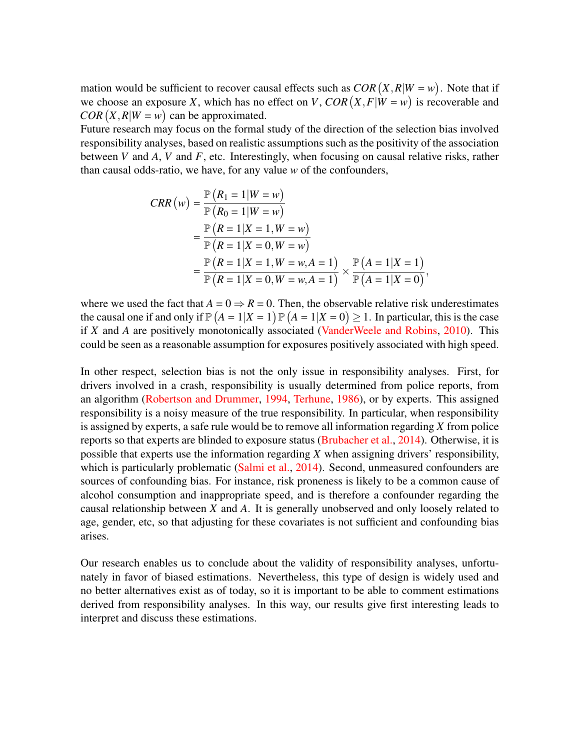mation would be sufficient to recover causal effects such as $COR\left(X,R|W=w\right)$. Note that if we choose an exposure $X$, which has no effect on $V$, $COR\left(X,F|W=w\right)$ is recoverable and $COR\left(X,R|W=w\right)$ can be approximated.
Future research may focus on the formal study of the direction of the selection bias involved responsibility analyses, based on realistic assumptions such as the positivity of the association between $V$ and $A$, $V$ and $F$, etc. Interestingly, when focusing on causal relative risks, rather than causal odds-ratio, we have, for any value $w$ of the confounders,

$$
\begin{aligned}
CRR\left(w\right) &= \frac{\mathbb{P}\left(R_1=1|W=w\right)}{\mathbb{P}\left(R_0=1|W=w\right)} \\
&= \frac{\mathbb{P}\left(R=1|X=1,W=w\right)}{\mathbb{P}\left(R=1|X=0,W=w\right)} \\
&= \frac{\mathbb{P}\left(R=1|X=1,W=w,A=1\right)}{\mathbb{P}\left(R=1|X=0,W=w,A=1\right)} \times \frac{\mathbb{P}\left(A=1|X=1\right)}{\mathbb{P}\left(A=1|X=0\right)},
\end{aligned}
$$

where we used the fact that $A=0 \Rightarrow R=0$. Then, the observable relative risk underestimates the causal one if and only if $\mathbb{P}\left(A=1|X=1\right)\mathbb{P}\left(A=1|X=0\right) \geq 1$. In particular, this is the case if $X$ and $A$ are positively monotonically associated (VanderWeele and Robins, 2010). This could be seen as a reasonable assumption for exposures positively associated with high speed.

In other respect, selection bias is not the only issue in responsibility analyses. First, for drivers involved in a crash, responsibility is usually determined from police reports, from an algorithm (Robertson and Drummer, 1994, Terhune, 1986), or by experts. This assigned responsibility is a noisy measure of the true responsibility. In particular, when responsibility is assigned by experts, a safe rule would be to remove all information regarding $X$ from police reports so that experts are blinded to exposure status (Brubacher et al., 2014). Otherwise, it is possible that experts use the information regarding $X$ when assigning drivers' responsibility, which is particularly problematic (Salmi et al., 2014). Second, unmeasured confounders are sources of confounding bias. For instance, risk proneness is likely to be a common cause of alcohol consumption and inappropriate speed, and is therefore a confounder regarding the causal relationship between $X$ and $A$. It is generally unobserved and only loosely related to age, gender, etc, so that adjusting for these covariates is not sufficient and confounding bias arises.

Our research enables us to conclude about the validity of responsibility analyses, unfortunately in favor of biased estimations. Nevertheless, this type of design is widely used and no better alternatives exist as of today, so it is important to be able to comment estimations derived from responsibility analyses. In this way, our results give first interesting leads to interpret and discuss these estimations.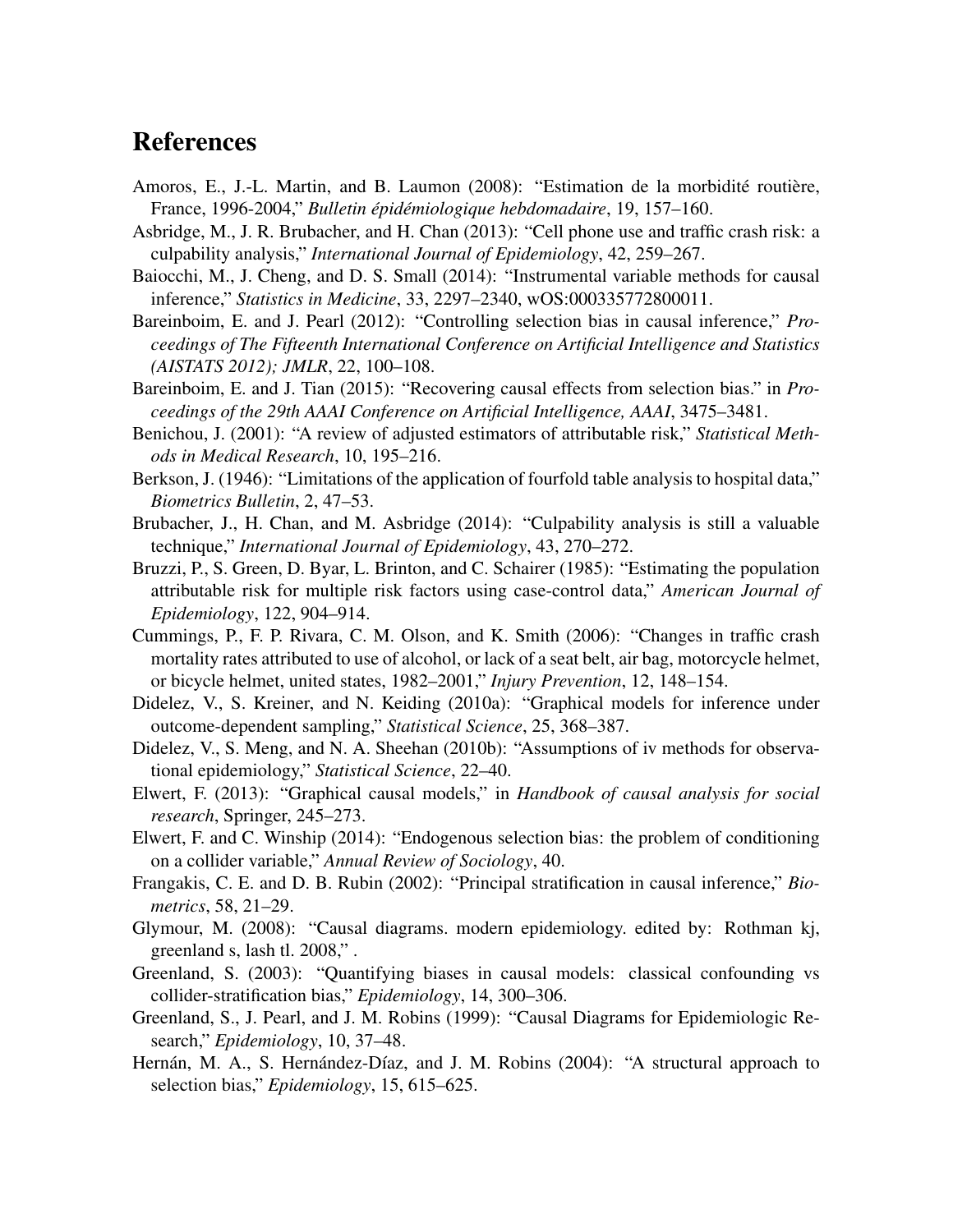# References

Amoros, E., J.-L. Martin, and B. Laumon (2008): "Estimation de la morbidité routière, France, 1996-2004," *Bulletin épidémiologique hebdomadaire*, 19, 157–160.

Asbridge, M., J. R. Brubacher, and H. Chan (2013): "Cell phone use and traffic crash risk: a culpability analysis," *International Journal of Epidemiology*, 42, 259–267.

Baiocchi, M., J. Cheng, and D. S. Small (2014): "Instrumental variable methods for causal inference," *Statistics in Medicine*, 33, 2297–2340, wOS:000335772800011.

Bareinboim, E. and J. Pearl (2012): "Controlling selection bias in causal inference," *Proceedings of The Fifteenth International Conference on Artificial Intelligence and Statistics (AISTATS 2012); JMLR*, 22, 100–108.

Bareinboim, E. and J. Tian (2015): "Recovering causal effects from selection bias." in *Proceedings of the 29th AAAI Conference on Artificial Intelligence, AAAI*, 3475–3481.

Benichou, J. (2001): "A review of adjusted estimators of attributable risk," *Statistical Methods in Medical Research*, 10, 195–216.

Berkson, J. (1946): "Limitations of the application of fourfold table analysis to hospital data," *Biometrics Bulletin*, 2, 47–53.

Brubacher, J., H. Chan, and M. Asbridge (2014): "Culpability analysis is still a valuable technique," *International Journal of Epidemiology*, 43, 270–272.

Bruzzi, P., S. Green, D. Byar, L. Brinton, and C. Schairer (1985): "Estimating the population attributable risk for multiple risk factors using case-control data," *American Journal of Epidemiology*, 122, 904–914.

Cummings, P., F. P. Rivara, C. M. Olson, and K. Smith (2006): "Changes in traffic crash mortality rates attributed to use of alcohol, or lack of a seat belt, air bag, motorcycle helmet, or bicycle helmet, united states, 1982–2001," *Injury Prevention*, 12, 148–154.

Didelez, V., S. Kreiner, and N. Keiding (2010a): "Graphical models for inference under outcome-dependent sampling," *Statistical Science*, 25, 368–387.

Didelez, V., S. Meng, and N. A. Sheehan (2010b): "Assumptions of iv methods for observational epidemiology," *Statistical Science*, 22–40.

Elwert, F. (2013): "Graphical causal models," in *Handbook of causal analysis for social research*, Springer, 245–273.

Elwert, F. and C. Winship (2014): "Endogenous selection bias: the problem of conditioning on a collider variable," *Annual Review of Sociology*, 40.

Frangakis, C. E. and D. B. Rubin (2002): "Principal stratification in causal inference," *Biometrics*, 58, 21–29.

Glymour, M. (2008): "Causal diagrams. modern epidemiology. edited by: Rothman kj, greenland s, lash tl. 2008," .

Greenland, S. (2003): "Quantifying biases in causal models: classical confounding vs collider-stratification bias," *Epidemiology*, 14, 300–306.

Greenland, S., J. Pearl, and J. M. Robins (1999): "Causal Diagrams for Epidemiologic Research," *Epidemiology*, 10, 37–48.

Hernán, M. A., S. Hernández-Díaz, and J. M. Robins (2004): "A structural approach to selection bias," *Epidemiology*, 15, 615–625.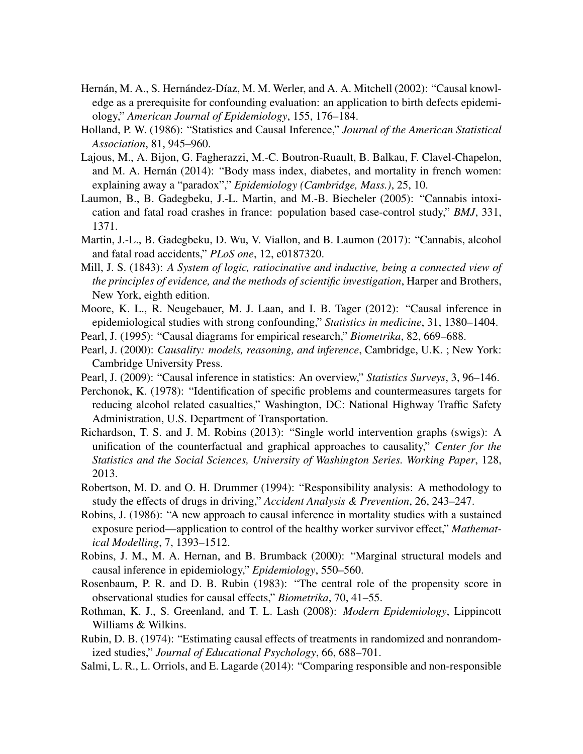Hernán, M. A., S. Hernández-Díaz, M. M. Werler, and A. A. Mitchell (2002): "Causal knowledge as a prerequisite for confounding evaluation: an application to birth defects epidemiology," *American Journal of Epidemiology*, 155, 176–184.

Holland, P. W. (1986): "Statistics and Causal Inference," *Journal of the American Statistical Association*, 81, 945–960.

Lajous, M., A. Bijon, G. Fagherazzi, M.-C. Boutron-Ruault, B. Balkau, F. Clavel-Chapelon, and M. A. Hernán (2014): "Body mass index, diabetes, and mortality in french women: explaining away a "paradox"," *Epidemiology (Cambridge, Mass.)*, 25, 10.

Laumon, B., B. Gadegbeku, J.-L. Martin, and M.-B. Biecheler (2005): "Cannabis intoxication and fatal road crashes in france: population based case-control study," *BMJ*, 331, 1371.

Martin, J.-L., B. Gadegbeku, D. Wu, V. Viallon, and B. Laumon (2017): "Cannabis, alcohol and fatal road accidents," *PLoS one*, 12, e0187320.

Mill, J. S. (1843): *A System of logic, ratiocinative and inductive, being a connected view of the principles of evidence, and the methods of scientific investigation*, Harper and Brothers, New York, eighth edition.

Moore, K. L., R. Neugebauer, M. J. Laan, and I. B. Tager (2012): "Causal inference in epidemiological studies with strong confounding," *Statistics in medicine*, 31, 1380–1404.

Pearl, J. (1995): "Causal diagrams for empirical research," *Biometrika*, 82, 669–688.

Pearl, J. (2000): *Causality: models, reasoning, and inference*, Cambridge, U.K. ; New York: Cambridge University Press.

Pearl, J. (2009): "Causal inference in statistics: An overview," *Statistics Surveys*, 3, 96–146.

Perchonok, K. (1978): "Identification of specific problems and countermeasures targets for reducing alcohol related casualties," Washington, DC: National Highway Traffic Safety Administration, U.S. Department of Transportation.

Richardson, T. S. and J. M. Robins (2013): "Single world intervention graphs (swigs): A unification of the counterfactual and graphical approaches to causality," *Center for the Statistics and the Social Sciences, University of Washington Series. Working Paper*, 128, 2013.

Robertson, M. D. and O. H. Drummer (1994): "Responsibility analysis: A methodology to study the effects of drugs in driving," *Accident Analysis & Prevention*, 26, 243–247.

Robins, J. (1986): "A new approach to causal inference in mortality studies with a sustained exposure period—application to control of the healthy worker survivor effect," *Mathematical Modelling*, 7, 1393–1512.

Robins, J. M., M. A. Hernan, and B. Brumback (2000): "Marginal structural models and causal inference in epidemiology," *Epidemiology*, 550–560.

Rosenbaum, P. R. and D. B. Rubin (1983): "The central role of the propensity score in observational studies for causal effects," *Biometrika*, 70, 41–55.

Rothman, K. J., S. Greenland, and T. L. Lash (2008): *Modern Epidemiology*, Lippincott Williams & Wilkins.

Rubin, D. B. (1974): "Estimating causal effects of treatments in randomized and nonrandomized studies," *Journal of Educational Psychology*, 66, 688–701.

Salmi, L. R., L. Orriols, and E. Lagarde (2014): "Comparing responsible and non-responsible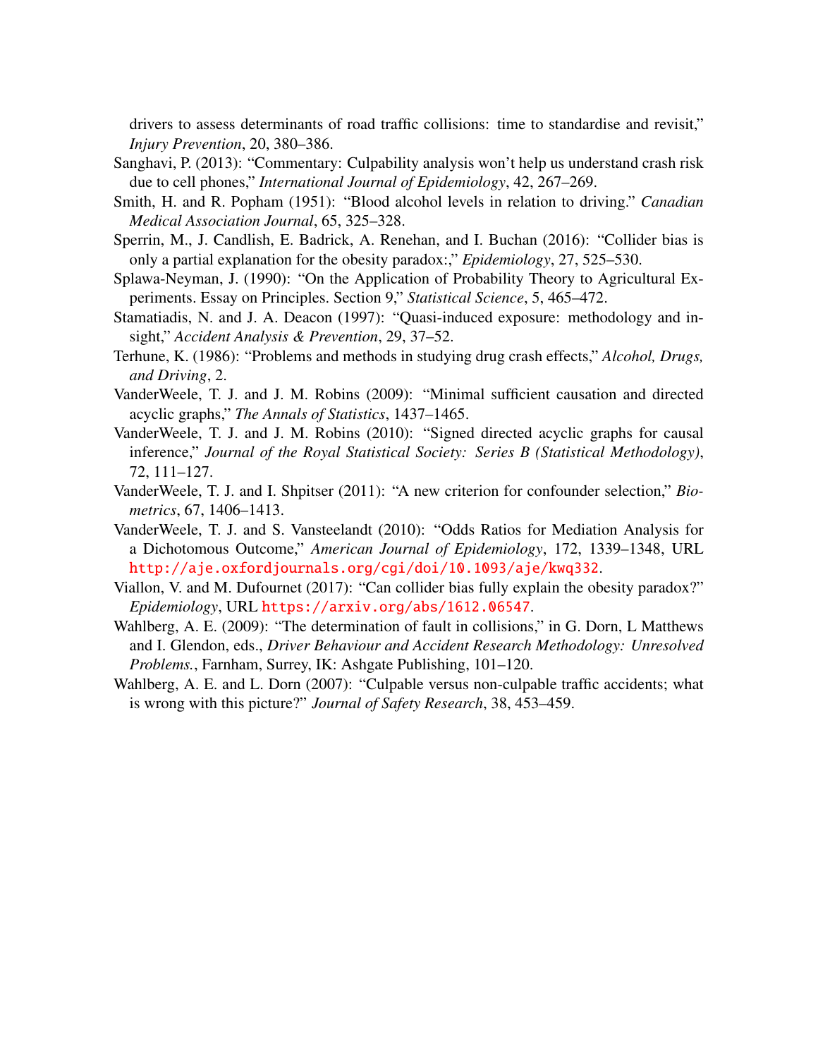drivers to assess determinants of road traffic collisions: time to standardise and revisit," *Injury Prevention*, 20, 380–386.

Sanghavi, P. (2013): "Commentary: Culpability analysis won't help us understand crash risk due to cell phones," *International Journal of Epidemiology*, 42, 267–269.

Smith, H. and R. Popham (1951): "Blood alcohol levels in relation to driving." *Canadian Medical Association Journal*, 65, 325–328.

Sperrin, M., J. Candlish, E. Badrick, A. Renehan, and I. Buchan (2016): "Collider bias is only a partial explanation for the obesity paradox:," *Epidemiology*, 27, 525–530.

Splawa-Neyman, J. (1990): "On the Application of Probability Theory to Agricultural Experiments. Essay on Principles. Section 9," *Statistical Science*, 5, 465–472.

Stamatiadis, N. and J. A. Deacon (1997): "Quasi-induced exposure: methodology and insight," *Accident Analysis & Prevention*, 29, 37–52.

Terhune, K. (1986): "Problems and methods in studying drug crash effects," *Alcohol, Drugs, and Driving*, 2.

VanderWeele, T. J. and J. M. Robins (2009): "Minimal sufficient causation and directed acyclic graphs," *The Annals of Statistics*, 1437–1465.

VanderWeele, T. J. and J. M. Robins (2010): "Signed directed acyclic graphs for causal inference," *Journal of the Royal Statistical Society: Series B (Statistical Methodology)*, 72, 111–127.

VanderWeele, T. J. and I. Shpitser (2011): "A new criterion for confounder selection," *Biometrics*, 67, 1406–1413.

VanderWeele, T. J. and S. Vansteelandt (2010): "Odds Ratios for Mediation Analysis for a Dichotomous Outcome," *American Journal of Epidemiology*, 172, 1339–1348, URL http://aje.oxfordjournals.org/cgi/doi/10.1093/aje/kwq332.

Viallon, V. and M. Dufournet (2017): "Can collider bias fully explain the obesity paradox?" *Epidemiology*, URL https://arxiv.org/abs/1612.06547.

Wahlberg, A. E. (2009): "The determination of fault in collisions," in G. Dorn, L Matthews and I. Glendon, eds., *Driver Behaviour and Accident Research Methodology: Unresolved Problems.*, Farnham, Surrey, IK: Ashgate Publishing, 101–120.

Wahlberg, A. E. and L. Dorn (2007): "Culpable versus non-culpable traffic accidents; what is wrong with this picture?" *Journal of Safety Research*, 38, 453–459.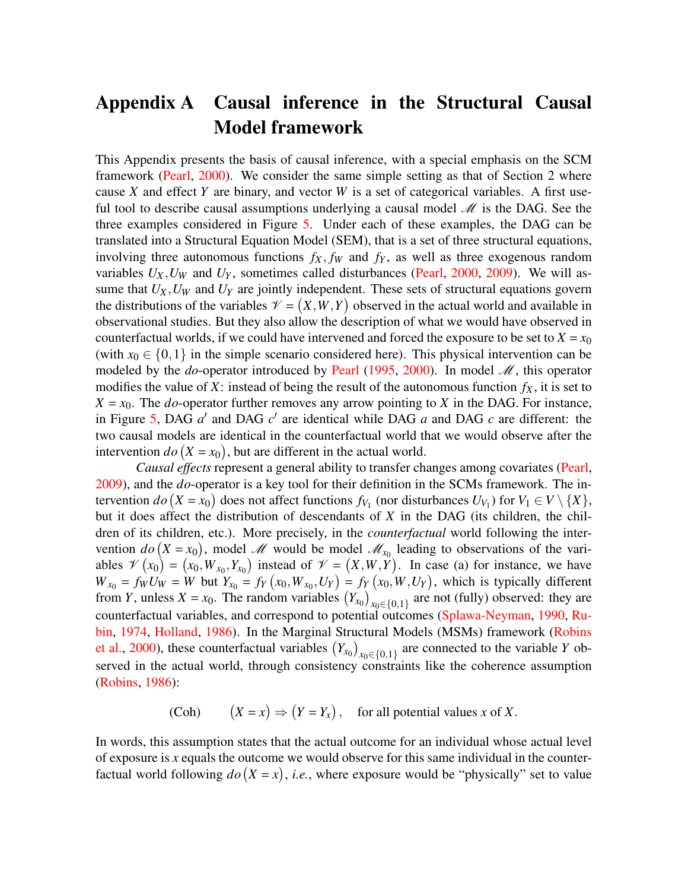# Appendix A Causal inference in the Structural Causal Model framework

This Appendix presents the basis of causal inference, with a special emphasis on the SCM framework (Pearl, 2000). We consider the same simple setting as that of Section 2 where cause $X$ and effect $Y$ are binary, and vector $W$ is a set of categorical variables. A first useful tool to describe causal assumptions underlying a causal model $\mathscr{M}$ is the DAG. See the three examples considered in Figure 5. Under each of these examples, the DAG can be translated into a Structural Equation Model (SEM), that is a set of three structural equations, involving three autonomous functions $f_X, f_W$ and $f_Y$, as well as three exogenous random variables $U_X, U_W$ and $U_Y$, sometimes called disturbances (Pearl, 2000, 2009). We will assume that $U_X, U_W$ and $U_Y$ are jointly independent. These sets of structural equations govern the distributions of the variables $\mathscr{V} = (X, W, Y)$ observed in the actual world and available in observational studies. But they also allow the description of what we would have observed in counterfactual worlds, if we could have intervened and forced the exposure to be set to $X = x_0$ (with $x_0 \in \{0,1\}$ in the simple scenario considered here). This physical intervention can be modeled by the *do*-operator introduced by Pearl (1995, 2000). In model $\mathscr{M}$, this operator modifies the value of $X$: instead of being the result of the autonomous function $f_X$, it is set to $X = x_0$. The *do*-operator further removes any arrow pointing to $X$ in the DAG. For instance, in Figure 5, DAG $a'$ and DAG $c'$ are identical while DAG $a$ and DAG $c$ are different: the two causal models are identical in the counterfactual world that we would observe after the intervention $do(X = x_0)$, but are different in the actual world.

*Causal effects* represent a general ability to transfer changes among covariates (Pearl, 2009), and the *do*-operator is a key tool for their definition in the SCMs framework. The intervention $do(X = x_0)$ does not affect functions $f_{V_1}$ (nor disturbances $U_{V_1}$) for $V_1 \in V \setminus \{X\}$, but it does affect the distribution of descendants of $X$ in the DAG (its children, the children of its children, etc.). More precisely, in the *counterfactual* world following the intervention $do(X = x_0)$, model $\mathscr{M}$ would be model $\mathscr{M}_{x_0}$ leading to observations of the variables $\mathscr{V}(x_0) = (x_0, W_{x_0}, Y_{x_0})$ instead of $\mathscr{V} = (X, W, Y)$. In case (a) for instance, we have $W_{x_0} = f_W U_W = W$ but $Y_{x_0} = f_Y(x_0, W_{x_0}, U_Y) = f_Y(x_0, W, U_Y)$, which is typically different from $Y$, unless $X = x_0$. The random variables $(Y_{x_0})_{x_0 \in \{0,1\}}$ are not (fully) observed: they are counterfactual variables, and correspond to potential outcomes (Splawa-Neyman, 1990, Rubin, 1974, Holland, 1986). In the Marginal Structural Models (MSMs) framework (Robins et al., 2000), these counterfactual variables $(Y_{x_0})_{x_0 \in \{0,1\}}$ are connected to the variable $Y$ observed in the actual world, through consistency constraints like the coherence assumption (Robins, 1986):

$$\text{(Coh)} \qquad (X = x) \Rightarrow (Y = Y_x), \quad \text{for all potential values } x \text{ of } X.$$

In words, this assumption states that the actual outcome for an individual whose actual level of exposure is $x$ equals the outcome we would observe for this same individual in the counterfactual world following $do(X = x)$, *i.e.*, where exposure would be "physically" set to value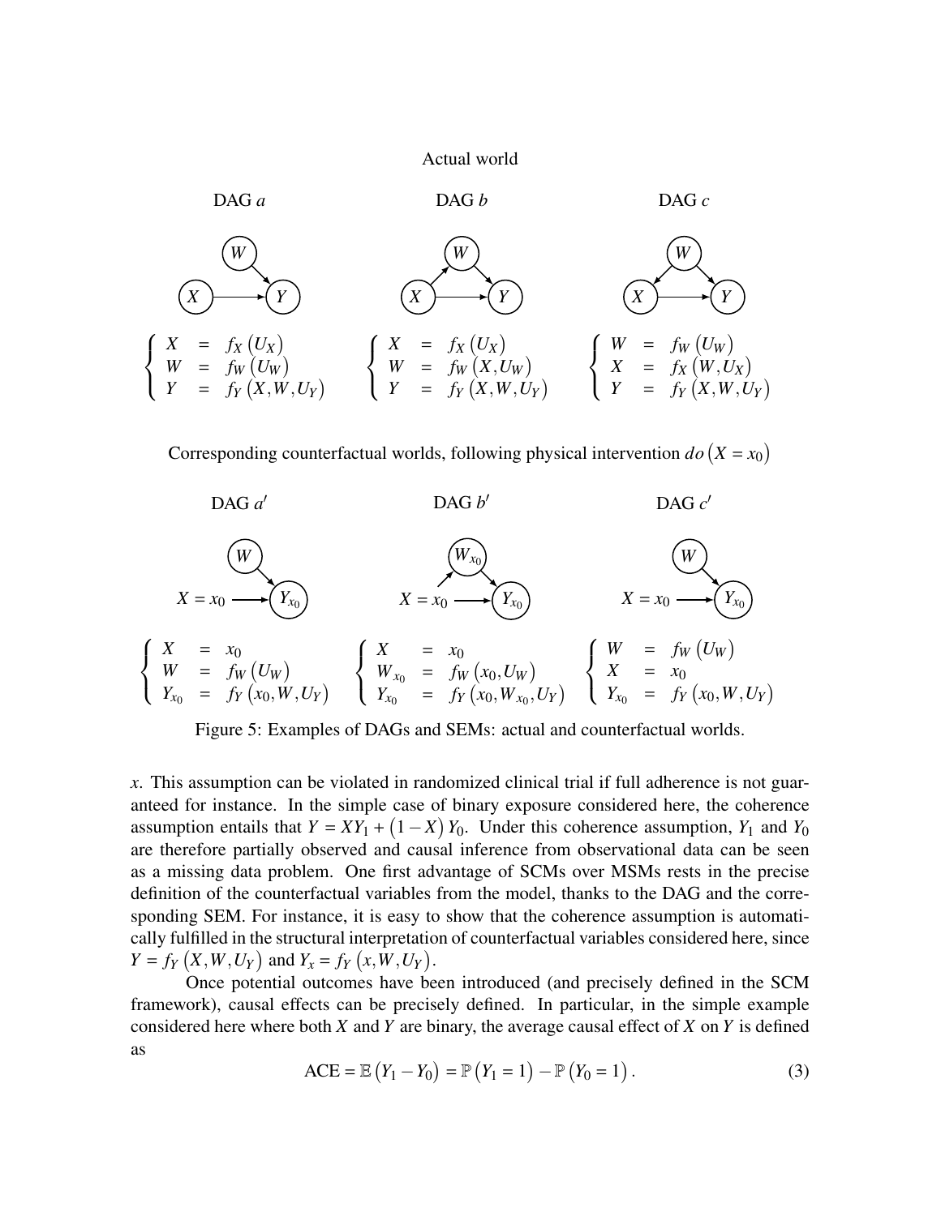Actual world

DAG $a$

$$\begin{cases} X &= f_X(U_X) \\ W &= f_W(U_W) \\ Y &= f_Y(X, W, U_Y) \end{cases}$$

DAG $b$

$$\begin{cases} X &= f_X(U_X) \\ W &= f_W(X, U_W) \\ Y &= f_Y(X, W, U_Y) \end{cases}$$

DAG $c$

$$\begin{cases} W &= f_W(U_W) \\ X &= f_X(W, U_X) \\ Y &= f_Y(X, W, U_Y) \end{cases}$$

Corresponding counterfactual worlds, following physical intervention $do(X = x_0)$

DAG $a'$

$$\begin{cases} X &= x_0 \\ W &= f_W(U_W) \\ Y_{x_0} &= f_Y(x_0, W, U_Y) \end{cases}$$

DAG $b'$

$$\begin{cases} X &= x_0 \\ W_{x_0} &= f_W(x_0, U_W) \\ Y_{x_0} &= f_Y(x_0, W_{x_0}, U_Y) \end{cases}$$

DAG $c'$

$$\begin{cases} W &= f_W(U_W) \\ X &= x_0 \\ Y_{x_0} &= f_Y(x_0, W, U_Y) \end{cases}$$

Figure 5: Examples of DAGs and SEMs: actual and counterfactual worlds.

$x$. This assumption can be violated in randomized clinical trial if full adherence is not guaranteed for instance. In the simple case of binary exposure considered here, the coherence assumption entails that $Y = XY_1 + (1 - X)Y_0$. Under this coherence assumption, $Y_1$ and $Y_0$ are therefore partially observed and causal inference from observational data can be seen as a missing data problem. One first advantage of SCMs over MSMs rests in the precise definition of the counterfactual variables from the model, thanks to the DAG and the corresponding SEM. For instance, it is easy to show that the coherence assumption is automatically fulfilled in the structural interpretation of counterfactual variables considered here, since $Y = f_Y(X, W, U_Y)$ and $Y_x = f_Y(x, W, U_Y)$.

Once potential outcomes have been introduced (and precisely defined in the SCM framework), causal effects can be precisely defined. In particular, in the simple example considered here where both $X$ and $Y$ are binary, the average causal effect of $X$ on $Y$ is defined as

$$\text{ACE} = \mathbb{E}(Y_1 - Y_0) = \mathbb{P}(Y_1 = 1) - \mathbb{P}(Y_0 = 1). \tag{3}$$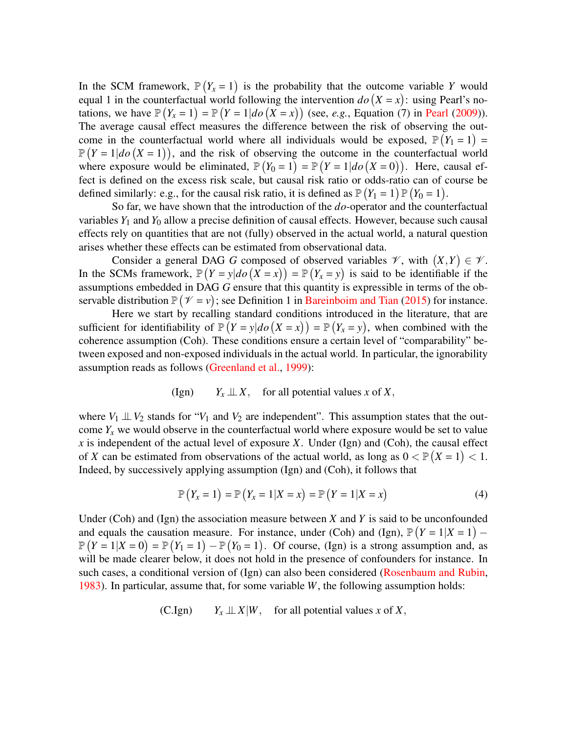In the SCM framework, $\mathbb{P}(Y_x = 1)$ is the probability that the outcome variable $Y$ would equal 1 in the counterfactual world following the intervention $do(X = x)$: using Pearl's notations, we have $\mathbb{P}(Y_x = 1) = \mathbb{P}(Y = 1|do(X = x))$ (see, *e.g.*, Equation (7) in Pearl (2009)). The average causal effect measures the difference between the risk of observing the outcome in the counterfactual world where all individuals would be exposed, $\mathbb{P}(Y_1 = 1) = \mathbb{P}(Y = 1|do(X = 1))$, and the risk of observing the outcome in the counterfactual world where exposure would be eliminated, $\mathbb{P}(Y_0 = 1) = \mathbb{P}(Y = 1|do(X = 0))$. Here, causal effect is defined on the excess risk scale, but causal risk ratio or odds-ratio can of course be defined similarly: e.g., for the causal risk ratio, it is defined as $\mathbb{P}(Y_1 = 1)\,\mathbb{P}(Y_0 = 1)$.

So far, we have shown that the introduction of the *do*-operator and the counterfactual variables $Y_1$ and $Y_0$ allow a precise definition of causal effects. However, because such causal effects rely on quantities that are not (fully) observed in the actual world, a natural question arises whether these effects can be estimated from observational data.

Consider a general DAG $G$ composed of observed variables $\mathscr{V}$, with $(X, Y) \in \mathscr{V}$. In the SCMs framework, $\mathbb{P}(Y = y|do(X = x)) = \mathbb{P}(Y_x = y)$ is said to be identifiable if the assumptions embedded in DAG $G$ ensure that this quantity is expressible in terms of the observable distribution $\mathbb{P}(\mathscr{V} = v)$; see Definition 1 in Bareinboim and Tian (2015) for instance.

Here we start by recalling standard conditions introduced in the literature, that are sufficient for identifiability of $\mathbb{P}(Y = y|do(X = x)) = \mathbb{P}(Y_x = y)$, when combined with the coherence assumption (Coh). These conditions ensure a certain level of "comparability" between exposed and non-exposed individuals in the actual world. In particular, the ignorability assumption reads as follows (Greenland et al., 1999):

$$\text{(Ign)} \qquad Y_x \perp\!\!\!\perp X, \quad \text{for all potential values } x \text{ of } X,$$

where $V_1 \perp\!\!\!\perp V_2$ stands for "$V_1$ and $V_2$ are independent". This assumption states that the outcome $Y_x$ we would observe in the counterfactual world where exposure would be set to value $x$ is independent of the actual level of exposure $X$. Under (Ign) and (Coh), the causal effect of $X$ can be estimated from observations of the actual world, as long as $0 < \mathbb{P}(X = 1) < 1$. Indeed, by successively applying assumption (Ign) and (Coh), it follows that

$$\mathbb{P}(Y_x = 1) = \mathbb{P}(Y_x = 1|X = x) = \mathbb{P}(Y = 1|X = x) \tag{4}$$

Under (Coh) and (Ign) the association measure between $X$ and $Y$ is said to be unconfounded and equals the causation measure. For instance, under (Coh) and (Ign), $\mathbb{P}(Y = 1|X = 1) - \mathbb{P}(Y = 1|X = 0) = \mathbb{P}(Y_1 = 1) - \mathbb{P}(Y_0 = 1)$. Of course, (Ign) is a strong assumption and, as will be made clearer below, it does not hold in the presence of confounders for instance. In such cases, a conditional version of (Ign) can also been considered (Rosenbaum and Rubin, 1983). In particular, assume that, for some variable $W$, the following assumption holds:

$$\text{(C.Ign)} \qquad Y_x \perp\!\!\!\perp X|W, \quad \text{for all potential values } x \text{ of } X,$$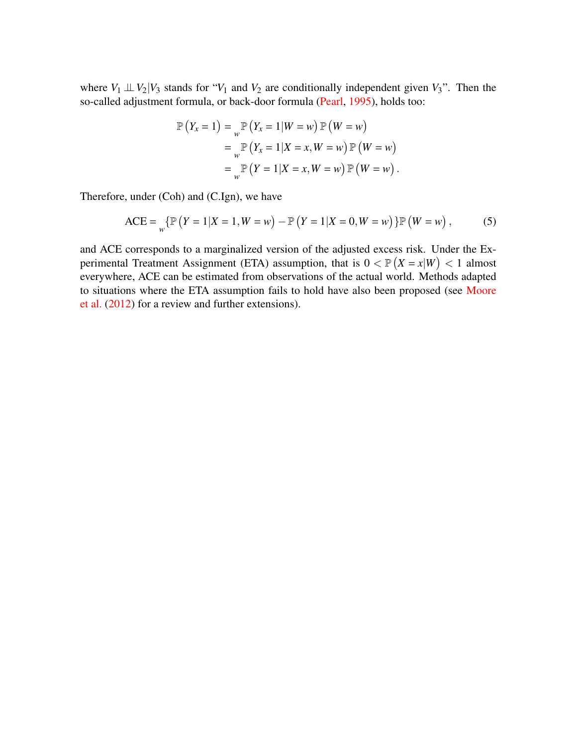where $V_1 \perp\!\!\!\perp V_2 | V_3$ stands for "$V_1$ and $V_2$ are conditionally independent given $V_3$". Then the so-called adjustment formula, or back-door formula (Pearl, 1995), holds too:

$$
\begin{aligned}
\mathbb{P}\left(Y_x = 1\right) &= \sum_w \mathbb{P}\left(Y_x = 1 | W = w\right) \mathbb{P}\left(W = w\right) \\
&= \sum_w \mathbb{P}\left(Y_x = 1 | X = x, W = w\right) \mathbb{P}\left(W = w\right) \\
&= \sum_w \mathbb{P}\left(Y = 1 | X = x, W = w\right) \mathbb{P}\left(W = w\right).
\end{aligned}
$$

Therefore, under (Coh) and (C.Ign), we have

$$
\text{ACE} = \sum_w \{\mathbb{P}\left(Y = 1 | X = 1, W = w\right) - \mathbb{P}\left(Y = 1 | X = 0, W = w\right)\} \mathbb{P}\left(W = w\right), \tag{5}
$$

and ACE corresponds to a marginalized version of the adjusted excess risk. Under the Experimental Treatment Assignment (ETA) assumption, that is $0 < \mathbb{P}\left(X = x | W\right) < 1$ almost everywhere, ACE can be estimated from observations of the actual world. Methods adapted to situations where the ETA assumption fails to hold have also been proposed (see Moore et al. (2012) for a review and further extensions).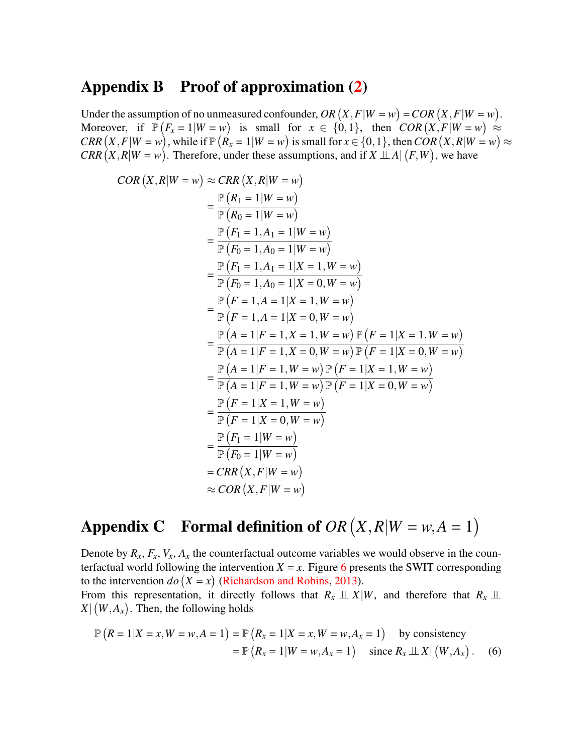## Appendix B Proof of approximation (2)

Under the assumption of no unmeasured confounder, $OR(X,F|W=w) = COR(X,F|W=w)$. Moreover, if $\mathbb{P}(F_x = 1|W=w)$ is small for $x \in \{0,1\}$, then $COR(X,F|W=w) \approx CRR(X,F|W=w)$, while if $\mathbb{P}(R_x = 1|W=w)$ is small for $x \in \{0,1\}$, then $COR(X,R|W=w) \approx CRR(X,R|W=w)$. Therefore, under these assumptions, and if $X \perp\!\!\!\perp A|(F,W)$, we have

$$
\begin{aligned}
COR(X,R|W=w) &\approx CRR(X,R|W=w) \\
&= \frac{\mathbb{P}(R_1 = 1|W=w)}{\mathbb{P}(R_0 = 1|W=w)} \\
&= \frac{\mathbb{P}(F_1 = 1, A_1 = 1|W=w)}{\mathbb{P}(F_0 = 1, A_0 = 1|W=w)} \\
&= \frac{\mathbb{P}(F_1 = 1, A_1 = 1|X=1, W=w)}{\mathbb{P}(F_0 = 1, A_0 = 1|X=0, W=w)} \\
&= \frac{\mathbb{P}(F = 1, A = 1|X=1, W=w)}{\mathbb{P}(F = 1, A = 1|X=0, W=w)} \\
&= \frac{\mathbb{P}(A = 1|F=1, X=1, W=w)\,\mathbb{P}(F=1|X=1, W=w)}{\mathbb{P}(A = 1|F=1, X=0, W=w)\,\mathbb{P}(F=1|X=0, W=w)} \\
&= \frac{\mathbb{P}(A = 1|F=1, W=w)\,\mathbb{P}(F=1|X=1, W=w)}{\mathbb{P}(A = 1|F=1, W=w)\,\mathbb{P}(F=1|X=0, W=w)} \\
&= \frac{\mathbb{P}(F = 1|X=1, W=w)}{\mathbb{P}(F = 1|X=0, W=w)} \\
&= \frac{\mathbb{P}(F_1 = 1|W=w)}{\mathbb{P}(F_0 = 1|W=w)} \\
&= CRR(X,F|W=w) \\
&\approx COR(X,F|W=w)
\end{aligned}
$$

## Appendix C Formal definition of $OR(X,R|W=w,A=1)$

Denote by $R_x$, $F_x$, $V_x$, $A_x$ the counterfactual outcome variables we would observe in the counterfactual world following the intervention $X = x$. Figure 6 presents the SWIT corresponding to the intervention $do(X=x)$ (Richardson and Robins, 2013).
From this representation, it directly follows that $R_x \perp\!\!\!\perp X|W$, and therefore that $R_x \perp\!\!\!\perp X|(W, A_x)$. Then, the following holds

$$
\begin{aligned}
\mathbb{P}(R=1|X=x, W=w, A=1) &= \mathbb{P}(R_x = 1|X=x, W=w, A_x=1) \quad \text{by consistency} \\
&= \mathbb{P}(R_x = 1|W=w, A_x = 1) \quad \text{since } R_x \perp\!\!\!\perp X|(W, A_x). \qquad (6)
\end{aligned}
$$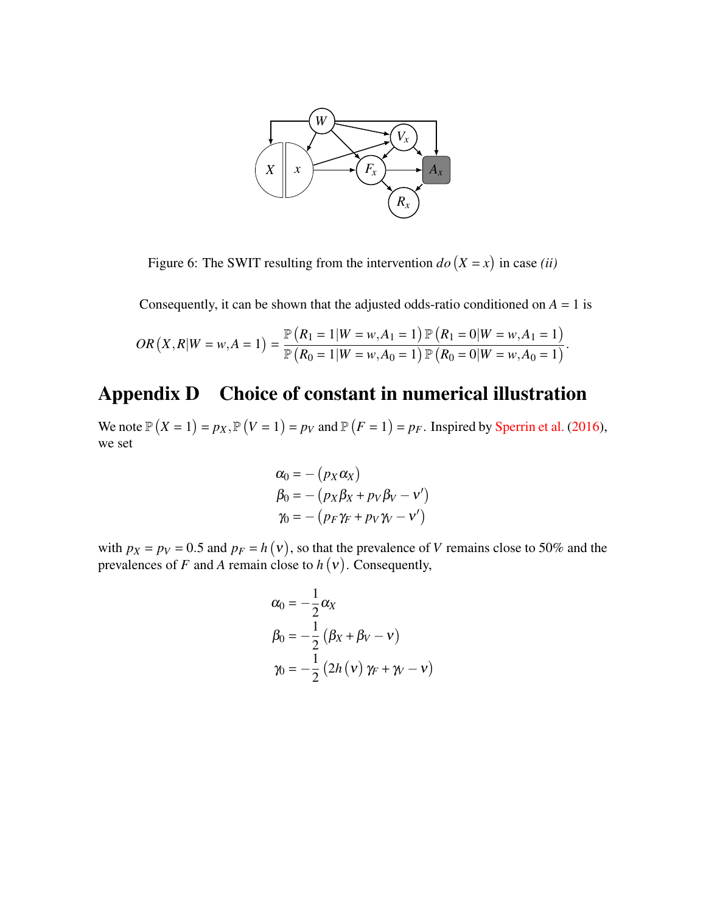Figure 6: The SWIT resulting from the intervention $do(X = x)$ in case *(ii)*

Consequently, it can be shown that the adjusted odds-ratio conditioned on $A = 1$ is

$$OR(X, R|W = w, A = 1) = \frac{\mathbb{P}(R_1 = 1|W = w, A_1 = 1)\,\mathbb{P}(R_1 = 0|W = w, A_1 = 1)}{\mathbb{P}(R_0 = 1|W = w, A_0 = 1)\,\mathbb{P}(R_0 = 0|W = w, A_0 = 1)}.$$

# Appendix D Choice of constant in numerical illustration

We note $\mathbb{P}(X = 1) = p_X, \mathbb{P}(V = 1) = p_V$ and $\mathbb{P}(F = 1) = p_F$. Inspired by Sperrin et al. (2016), we set

$$\alpha_0 = -(p_X \alpha_X)$$
$$\beta_0 = -(p_X \beta_X + p_V \beta_V - \nu')$$
$$\gamma_0 = -(p_F \gamma_F + p_V \gamma_V - \nu')$$

with $p_X = p_V = 0.5$ and $p_F = h(\nu)$, so that the prevalence of $V$ remains close to 50% and the prevalences of $F$ and $A$ remain close to $h(\nu)$. Consequently,

$$\alpha_0 = -\frac{1}{2}\alpha_X$$
$$\beta_0 = -\frac{1}{2}(\beta_X + \beta_V - \nu)$$
$$\gamma_0 = -\frac{1}{2}(2h(\nu)\gamma_F + \gamma_V - \nu)$$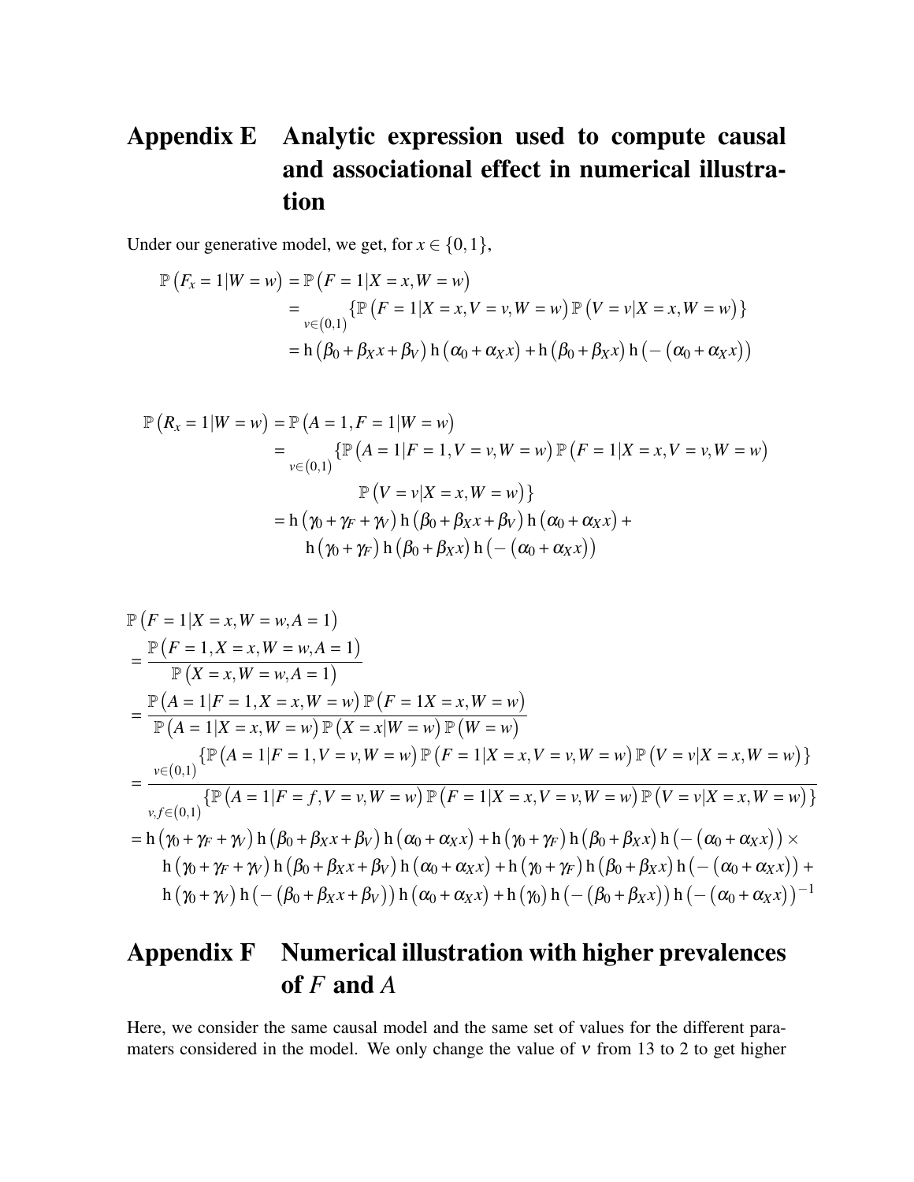# Appendix E Analytic expression used to compute causal and associational effect in numerical illustration

Under our generative model, we get, for $x \in \{0,1\}$,

$$
\begin{aligned}
\mathbb{P}\left(F_x = 1 | W = w\right) &= \mathbb{P}\left(F = 1 | X = x, W = w\right) \\
&= \sum_{v \in (0,1)} \left\{ \mathbb{P}\left(F = 1 | X = x, V = v, W = w\right) \mathbb{P}\left(V = v | X = x, W = w\right) \right\} \\
&= \mathrm{h}\left(\beta_0 + \beta_X x + \beta_V\right) \mathrm{h}\left(\alpha_0 + \alpha_X x\right) + \mathrm{h}\left(\beta_0 + \beta_X x\right) \mathrm{h}\left(-\left(\alpha_0 + \alpha_X x\right)\right)
\end{aligned}
$$

$$
\begin{aligned}
\mathbb{P}\left(R_x = 1 | W = w\right) &= \mathbb{P}\left(A = 1, F = 1 | W = w\right) \\
&= \sum_{v \in (0,1)} \{ \mathbb{P}\left(A = 1 | F = 1, V = v, W = w\right) \mathbb{P}\left(F = 1 | X = x, V = v, W = w\right) \\
&\qquad \mathbb{P}\left(V = v | X = x, W = w\right) \} \\
&= \mathrm{h}\left(\gamma_0 + \gamma_F + \gamma_V\right) \mathrm{h}\left(\beta_0 + \beta_X x + \beta_V\right) \mathrm{h}\left(\alpha_0 + \alpha_X x\right) + \\
&\qquad \mathrm{h}\left(\gamma_0 + \gamma_F\right) \mathrm{h}\left(\beta_0 + \beta_X x\right) \mathrm{h}\left(-\left(\alpha_0 + \alpha_X x\right)\right)
\end{aligned}
$$

$$
\begin{aligned}
&\mathbb{P}\left(F = 1 | X = x, W = w, A = 1\right) \\
&= \frac{\mathbb{P}\left(F = 1, X = x, W = w, A = 1\right)}{\mathbb{P}\left(X = x, W = w, A = 1\right)} \\
&= \frac{\mathbb{P}\left(A = 1 | F = 1, X = x, W = w\right) \mathbb{P}\left(F = 1 X = x, W = w\right)}{\mathbb{P}\left(A = 1 | X = x, W = w\right) \mathbb{P}\left(X = x | W = w\right) \mathbb{P}\left(W = w\right)} \\
&= \frac{\sum_{v \in (0,1)} \left\{ \mathbb{P}\left(A = 1 | F = 1, V = v, W = w\right) \mathbb{P}\left(F = 1 | X = x, V = v, W = w\right) \mathbb{P}\left(V = v | X = x, W = w\right) \right\}}{\sum_{v, f \in (0,1)} \left\{ \mathbb{P}\left(A = 1 | F = f, V = v, W = w\right) \mathbb{P}\left(F = 1 | X = x, V = v, W = w\right) \mathbb{P}\left(V = v | X = x, W = w\right) \right\}} \\
&= \mathrm{h}\left(\gamma_0 + \gamma_F + \gamma_V\right) \mathrm{h}\left(\beta_0 + \beta_X x + \beta_V\right) \mathrm{h}\left(\alpha_0 + \alpha_X x\right) + \mathrm{h}\left(\gamma_0 + \gamma_F\right) \mathrm{h}\left(\beta_0 + \beta_X x\right) \mathrm{h}\left(-\left(\alpha_0 + \alpha_X x\right)\right) \times \\
&\quad \mathrm{h}\left(\gamma_0 + \gamma_F + \gamma_V\right) \mathrm{h}\left(\beta_0 + \beta_X x + \beta_V\right) \mathrm{h}\left(\alpha_0 + \alpha_X x\right) + \mathrm{h}\left(\gamma_0 + \gamma_F\right) \mathrm{h}\left(\beta_0 + \beta_X x\right) \mathrm{h}\left(-\left(\alpha_0 + \alpha_X x\right)\right) + \\
&\quad \mathrm{h}\left(\gamma_0 + \gamma_V\right) \mathrm{h}\left(-\left(\beta_0 + \beta_X x + \beta_V\right)\right) \mathrm{h}\left(\alpha_0 + \alpha_X x\right) + \mathrm{h}\left(\gamma_0\right) \mathrm{h}\left(-\left(\beta_0 + \beta_X x\right)\right) \mathrm{h}\left(-\left(\alpha_0 + \alpha_X x\right)\right)^{-1}
\end{aligned}
$$

# Appendix F Numerical illustration with higher prevalences of $F$ and $A$

Here, we consider the same causal model and the same set of values for the different paramaters considered in the model. We only change the value of $\nu$ from 13 to 2 to get higher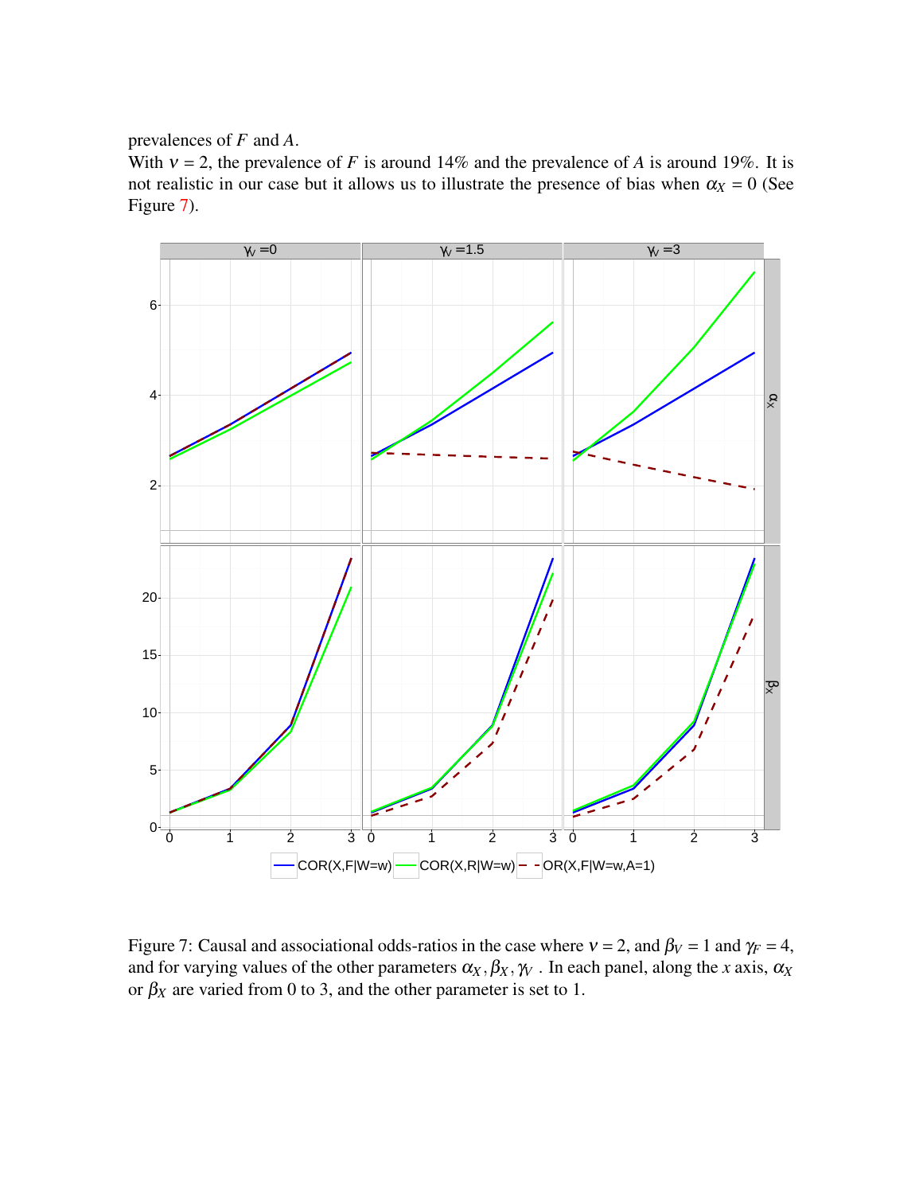prevalences of $F$ and $A$.

With $\nu = 2$, the prevalence of $F$ is around 14% and the prevalence of $A$ is around 19%. It is not realistic in our case but it allows us to illustrate the presence of bias when $\alpha_X = 0$ (See Figure 7).

$\gamma_V = 0$

$\gamma_V = 1.5$

$\gamma_V = 3$

$\alpha_X$

$\beta_X$

6
4
2

20
15
10
5
0

0 1 2 3 0 1 2 3 0 1 2 3

COR(X,F|W=w) COR(X,R|W=w) OR(X,F|W=w,A=1)

Figure 7: Causal and associational odds-ratios in the case where $\nu = 2$, and $\beta_V = 1$ and $\gamma_F = 4$, and for varying values of the other parameters $\alpha_X, \beta_X, \gamma_V$. In each panel, along the $x$ axis, $\alpha_X$ or $\beta_X$ are varied from 0 to 3, and the other parameter is set to 1.